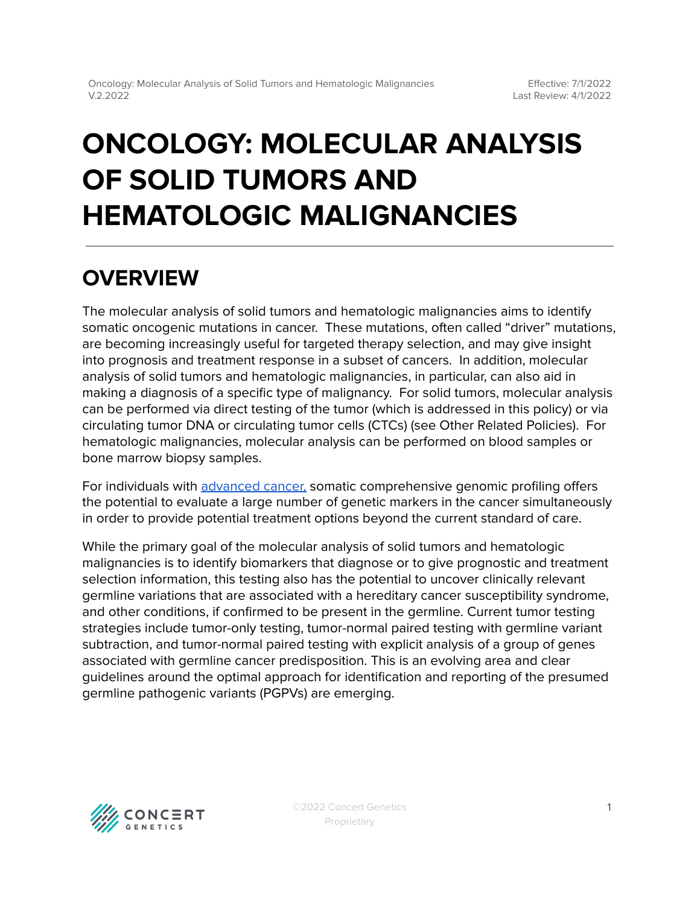# ONCOLOGY: MOLECULAR ANALYSIS OF SOLID TUMORS AND HEMATOLOGIC MALIGNANCIES

## OVERVIEW

The molecular analysis of solid tumors and hematologic malignancies aims to identify somatic oncogenic mutations in cancer. These mutations, often called "driver" mutations, are becoming increasingly useful for targeted therapy selection, and may give insight into prognosis and treatment response in a subset of cancers. In addition, molecular analysis of solid tumors and hematologic malignancies, in particular, can also aid in making a diagnosis of a specific type of malignancy. For solid tumors, molecular analysis can be performed via direct testing of the tumor (which is addressed in this policy) or via circulating tumor DNA or circulating tumor cells (CTCs) (see Other Related Policies). For hematologic malignancies, molecular analysis can be performed on blood samples or bone marrow biopsy samples.

For individuals with advanced cancer, somatic comprehensive genomic profiling offers the potential to evaluate a large number of genetic markers in the cancer simultaneously in order to provide potential treatment options beyond the current standard of care.

While the primary goal of the molecular analysis of solid tumors and hematologic malignancies is to identify biomarkers that diagnose or to give prognostic and treatment selection information, this testing also has the potential to uncover clinically relevant germline variations that are associated with a hereditary cancer susceptibility syndrome, and other conditions, if confirmed to be present in the germline. Current tumor testing strategies include tumor-only testing, tumor-normal paired testing with germline variant subtraction, and tumor-normal paired testing with explicit analysis of a group of genes associated with germline cancer predisposition. This is an evolving area and clear guidelines around the optimal approach for identification and reporting of the presumed germline pathogenic variants (PGPVs) are emerging.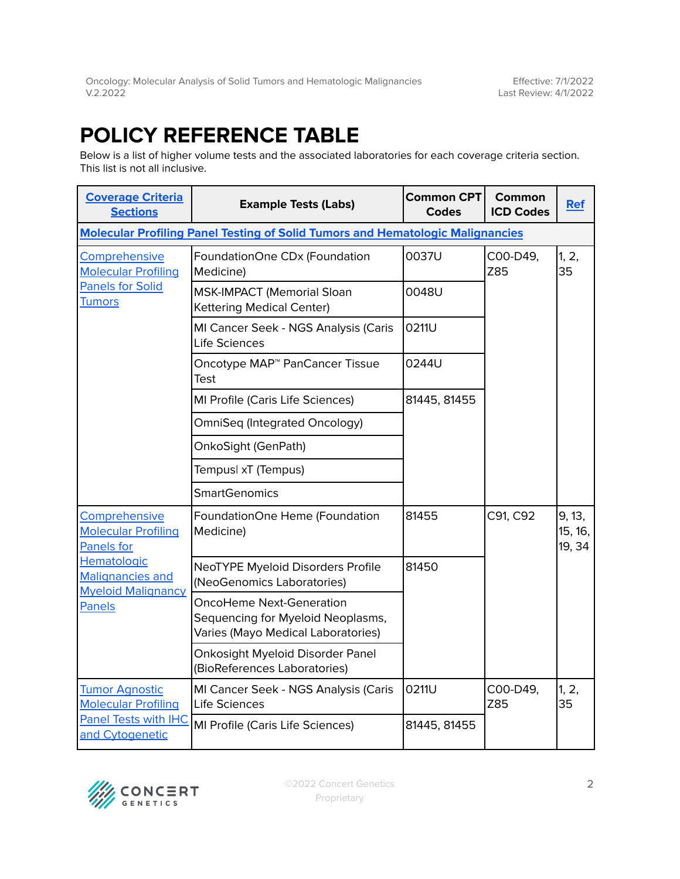# POLICY REFERENCE TABLE

Below is a list of higher volume tests and the associated laboratories for each coverage criteria section. This list is not all inclusive.

| Coverage Criteria Sections | Example Tests (Labs) | Common CPT Codes | Common ICD Codes | Ref |
|---|---|---|---|---|
| **Molecular Profiling Panel Testing of Solid Tumors and Hematologic Malignancies** | | | | |
| Comprehensive Molecular Profiling Panels for Solid Tumors | FoundationOne CDx (Foundation Medicine) | 0037U | C00-D49, Z85 | 1, 2, 35 |
| | MSK-IMPACT (Memorial Sloan Kettering Medical Center) | 0048U | | |
| | MI Cancer Seek - NGS Analysis (Caris Life Sciences | 0211U | | |
| | Oncotype MAP™ PanCancer Tissue Test | 0244U | | |
| | MI Profile (Caris Life Sciences) | 81445, 81455 | | |
| | OmniSeq (Integrated Oncology) | | | |
| | OnkoSight (GenPath) | | | |
| | Tempusl xT (Tempus) | | | |
| | SmartGenomics | | | |
| Comprehensive Molecular Profiling Panels for Hematologic Malignancies and Myeloid Malignancy Panels | FoundationOne Heme (Foundation Medicine) | 81455 | C91, C92 | 9, 13, 15, 16, 19, 34 |
| | NeoTYPE Myeloid Disorders Profile (NeoGenomics Laboratories) | 81450 | | |
| | OncoHeme Next-Generation Sequencing for Myeloid Neoplasms, Varies (Mayo Medical Laboratories) | | | |
| | Onkosight Myeloid Disorder Panel (BioReferences Laboratories) | | | |
| Tumor Agnostic Molecular Profiling Panel Tests with IHC and Cytogenetic | MI Cancer Seek - NGS Analysis (Caris Life Sciences | 0211U | C00-D49, Z85 | 1, 2, 35 |
| | MI Profile (Caris Life Sciences) | 81445, 81455 | | |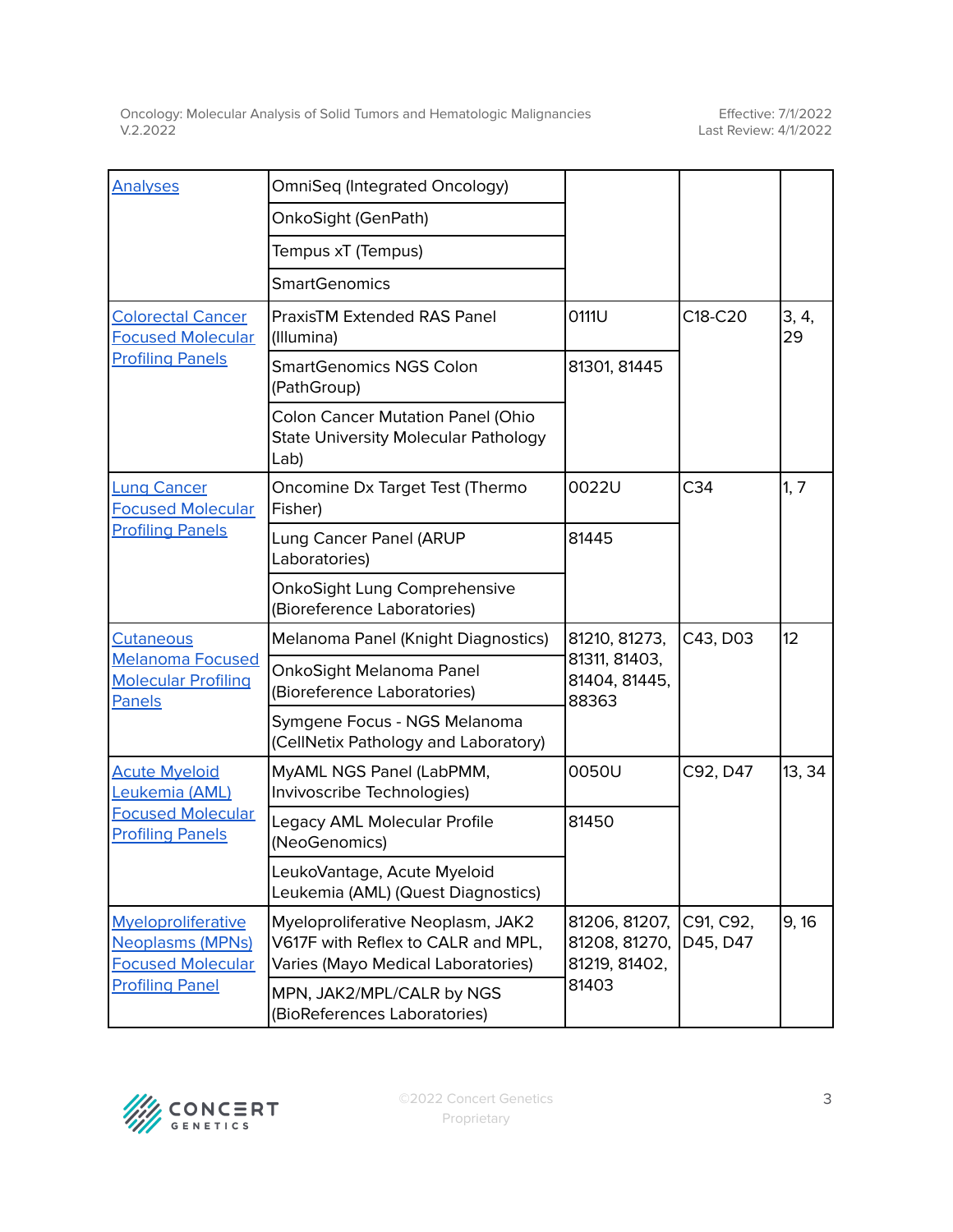| | | | | |
|---|---|---|---|---|
| Analyses | OmniSeq (Integrated Oncology) | | | |
| | OnkoSight (GenPath) | | | |
| | Tempus xT (Tempus) | | | |
| | SmartGenomics | | | |
| Colorectal Cancer Focused Molecular Profiling Panels | PraxisTM Extended RAS Panel (Illumina) | 0111U | C18-C20 | 3, 4, 29 |
| | SmartGenomics NGS Colon (PathGroup) | 81301, 81445 | | |
| | Colon Cancer Mutation Panel (Ohio State University Molecular Pathology Lab) | | | |
| Lung Cancer Focused Molecular Profiling Panels | Oncomine Dx Target Test (Thermo Fisher) | 0022U | C34 | 1, 7 |
| | Lung Cancer Panel (ARUP Laboratories) | 81445 | | |
| | OnkoSight Lung Comprehensive (Bioreference Laboratories) | | | |
| Cutaneous Melanoma Focused Molecular Profiling Panels | Melanoma Panel (Knight Diagnostics) | 81210, 81273, 81311, 81403, 81404, 81445, 88363 | C43, D03 | 12 |
| | OnkoSight Melanoma Panel (Bioreference Laboratories) | | | |
| | Symgene Focus - NGS Melanoma (CellNetix Pathology and Laboratory) | | | |
| Acute Myeloid Leukemia (AML) Focused Molecular Profiling Panels | MyAML NGS Panel (LabPMM, Invivoscribe Technologies) | 0050U | C92, D47 | 13, 34 |
| | Legacy AML Molecular Profile (NeoGenomics) | 81450 | | |
| | LeukoVantage, Acute Myeloid Leukemia (AML) (Quest Diagnostics) | | | |
| Myeloproliferative Neoplasms (MPNs) Focused Molecular Profiling Panel | Myeloproliferative Neoplasm, JAK2 V617F with Reflex to CALR and MPL, Varies (Mayo Medical Laboratories) | 81206, 81207, 81208, 81270, 81219, 81402, 81403 | C91, C92, D45, D47 | 9, 16 |
| | MPN, JAK2/MPL/CALR by NGS (BioReferences Laboratories) | | | |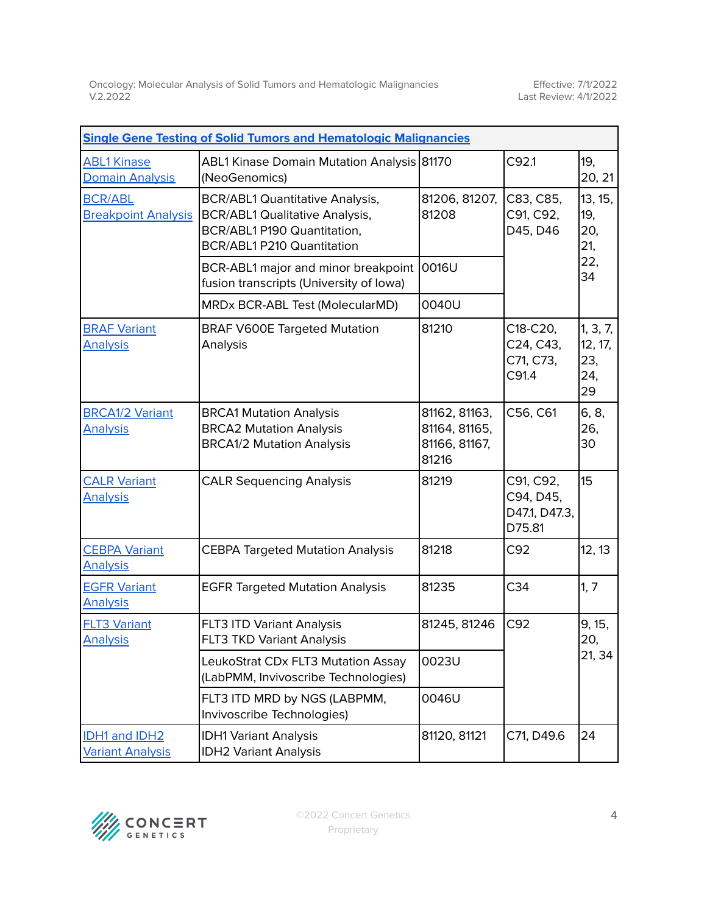| Single Gene Testing of Solid Tumors and Hematologic Malignancies | | | | |
|---|---|---|---|---|
| ABL1 Kinase Domain Analysis | ABL1 Kinase Domain Mutation Analysis (NeoGenomics) | 81170 | C92.1 | 19, 20, 21 |
| BCR/ABL Breakpoint Analysis | BCR/ABL1 Quantitative Analysis, BCR/ABL1 Qualitative Analysis, BCR/ABL1 P190 Quantitation, BCR/ABL1 P210 Quantitation | 81206, 81207, 81208 | C83, C85, C91, C92, D45, D46 | 13, 15, 19, 20, 21, 22, 34 |
| | BCR-ABL1 major and minor breakpoint fusion transcripts (University of Iowa) | 0016U | | |
| | MRDx BCR-ABL Test (MolecularMD) | 0040U | | |
| BRAF Variant Analysis | BRAF V600E Targeted Mutation Analysis | 81210 | C18-C20, C24, C43, C71, C73, C91.4 | 1, 3, 7, 12, 17, 23, 24, 29 |
| BRCA1/2 Variant Analysis | BRCA1 Mutation Analysis<br>BRCA2 Mutation Analysis<br>BRCA1/2 Mutation Analysis | 81162, 81163, 81164, 81165, 81166, 81167, 81216 | C56, C61 | 6, 8, 26, 30 |
| CALR Variant Analysis | CALR Sequencing Analysis | 81219 | C91, C92, C94, D45, D47.1, D47.3, D75.81 | 15 |
| CEBPA Variant Analysis | CEBPA Targeted Mutation Analysis | 81218 | C92 | 12, 13 |
| EGFR Variant Analysis | EGFR Targeted Mutation Analysis | 81235 | C34 | 1, 7 |
| FLT3 Variant Analysis | FLT3 ITD Variant Analysis<br>FLT3 TKD Variant Analysis | 81245, 81246 | C92 | 9, 15, 20, 21, 34 |
| | LeukoStrat CDx FLT3 Mutation Assay (LabPMM, Invivoscribe Technologies) | 0023U | | |
| | FLT3 ITD MRD by NGS (LABPMM, Invivoscribe Technologies) | 0046U | | |
| IDH1 and IDH2 Variant Analysis | IDH1 Variant Analysis<br>IDH2 Variant Analysis | 81120, 81121 | C71, D49.6 | 24 |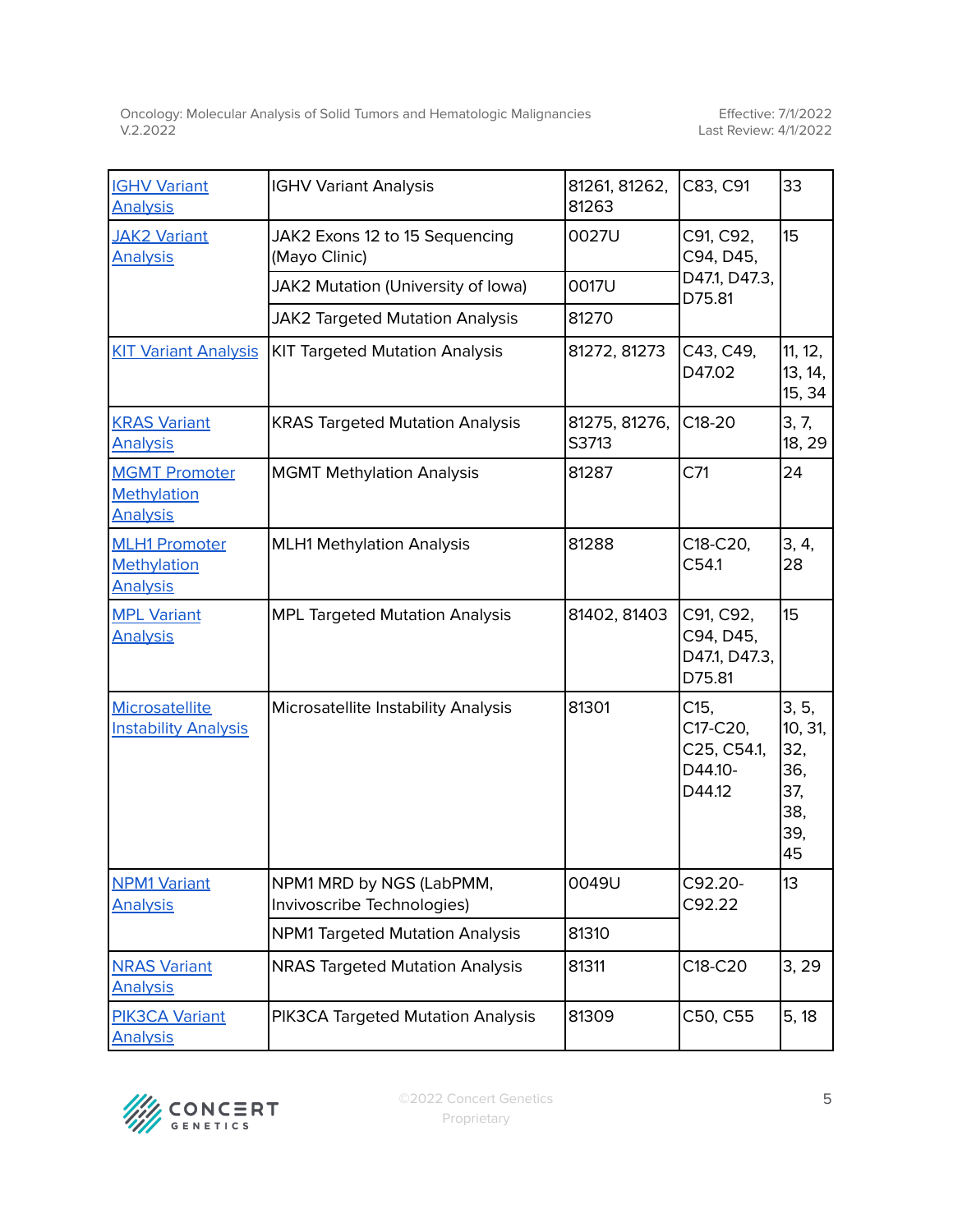| | | | | |
|---|---|---|---|---|
| IGHV Variant Analysis | IGHV Variant Analysis | 81261, 81262, 81263 | C83, C91 | 33 |
| JAK2 Variant Analysis | JAK2 Exons 12 to 15 Sequencing (Mayo Clinic) | 0027U | C91, C92, C94, D45, D47.1, D47.3, D75.81 | 15 |
| | JAK2 Mutation (University of Iowa) | 0017U | | |
| | JAK2 Targeted Mutation Analysis | 81270 | | |
| KIT Variant Analysis | KIT Targeted Mutation Analysis | 81272, 81273 | C43, C49, D47.02 | 11, 12, 13, 14, 15, 34 |
| KRAS Variant Analysis | KRAS Targeted Mutation Analysis | 81275, 81276, S3713 | C18-20 | 3, 7, 18, 29 |
| MGMT Promoter Methylation Analysis | MGMT Methylation Analysis | 81287 | C71 | 24 |
| MLH1 Promoter Methylation Analysis | MLH1 Methylation Analysis | 81288 | C18-C20, C54.1 | 3, 4, 28 |
| MPL Variant Analysis | MPL Targeted Mutation Analysis | 81402, 81403 | C91, C92, C94, D45, D47.1, D47.3, D75.81 | 15 |
| Microsatellite Instability Analysis | Microsatellite Instability Analysis | 81301 | C15, C17-C20, C25, C54.1, D44.10-D44.12 | 3, 5, 10, 31, 32, 36, 37, 38, 39, 45 |
| NPM1 Variant Analysis | NPM1 MRD by NGS (LabPMM, Invivoscribe Technologies) | 0049U | C92.20-C92.22 | 13 |
| | NPM1 Targeted Mutation Analysis | 81310 | | |
| NRAS Variant Analysis | NRAS Targeted Mutation Analysis | 81311 | C18-C20 | 3, 29 |
| PIK3CA Variant Analysis | PIK3CA Targeted Mutation Analysis | 81309 | C50, C55 | 5, 18 |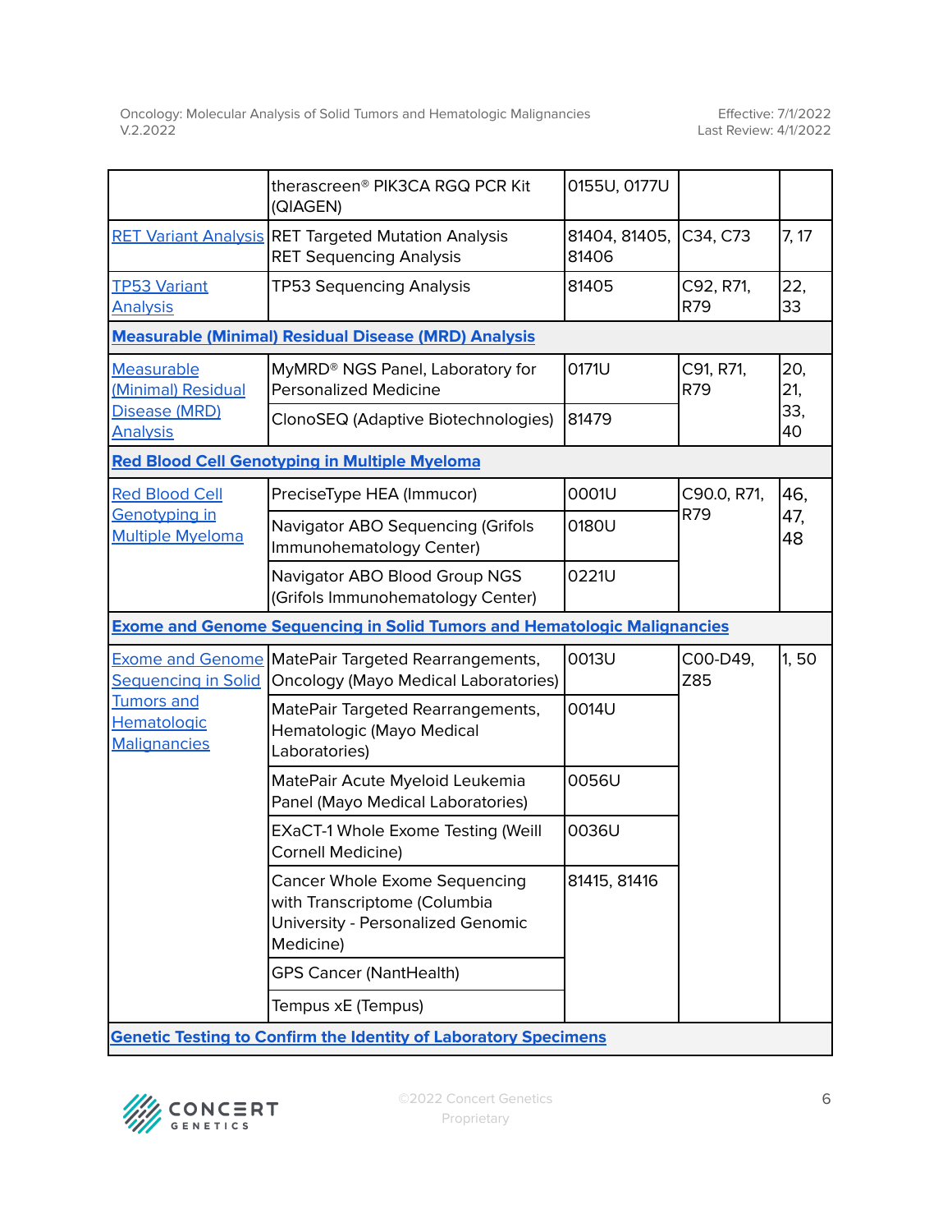| | | | | |
|---|---|---|---|---|
| | therascreen® PIK3CA RGQ PCR Kit (QIAGEN) | 0155U, 0177U | | |
| RET Variant Analysis | RET Targeted Mutation Analysis<br>RET Sequencing Analysis | 81404, 81405, 81406 | C34, C73 | 7, 17 |
| TP53 Variant Analysis | TP53 Sequencing Analysis | 81405 | C92, R71, R79 | 22, 33 |
| **Measurable (Minimal) Residual Disease (MRD) Analysis** | | | | |
| Measurable (Minimal) Residual Disease (MRD) Analysis | MyMRD® NGS Panel, Laboratory for Personalized Medicine | 0171U | C91, R71, R79 | 20, 21, 33, 40 |
| | ClonoSEQ (Adaptive Biotechnologies) | 81479 | | |
| **Red Blood Cell Genotyping in Multiple Myeloma** | | | | |
| Red Blood Cell Genotyping in Multiple Myeloma | PreciseType HEA (Immucor) | 0001U | C90.0, R71, R79 | 46, 47, 48 |
| | Navigator ABO Sequencing (Grifols Immunohematology Center) | 0180U | | |
| | Navigator ABO Blood Group NGS (Grifols Immunohematology Center) | 0221U | | |
| **Exome and Genome Sequencing in Solid Tumors and Hematologic Malignancies** | | | | |
| Exome and Genome Sequencing in Solid Tumors and Hematologic Malignancies | MatePair Targeted Rearrangements, Oncology (Mayo Medical Laboratories) | 0013U | C00-D49, Z85 | 1, 50 |
| | MatePair Targeted Rearrangements, Hematologic (Mayo Medical Laboratories) | 0014U | | |
| | MatePair Acute Myeloid Leukemia Panel (Mayo Medical Laboratories) | 0056U | | |
| | EXaCT-1 Whole Exome Testing (Weill Cornell Medicine) | 0036U | | |
| | Cancer Whole Exome Sequencing with Transcriptome (Columbia University - Personalized Genomic Medicine) | 81415, 81416 | | |
| | GPS Cancer (NantHealth) | | | |
| | Tempus xE (Tempus) | | | |
| **Genetic Testing to Confirm the Identity of Laboratory Specimens** | | | | |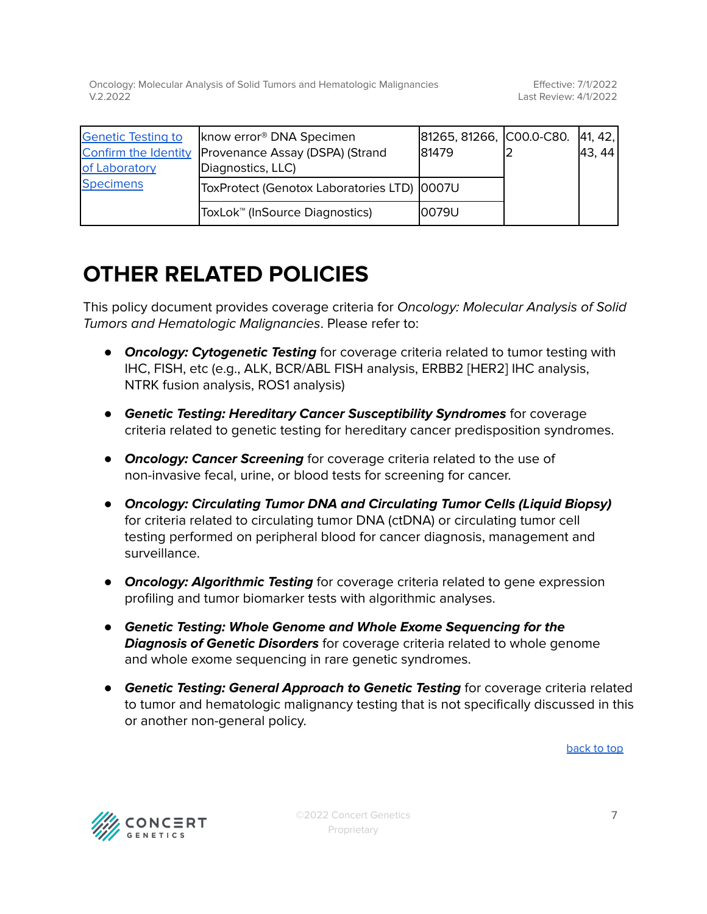| Genetic Testing to Confirm the Identity of Laboratory Specimens | know error® DNA Specimen Provenance Assay (DSPA) (Strand Diagnostics, LLC) | 81265, 81266, 81479 | C00.0-C80.2 | 41, 42, 43, 44 |
|---|---|---|---|---|
| | ToxProtect (Genotox Laboratories LTD) | 0007U | | |
| | ToxLok™ (InSource Diagnostics) | 0079U | | |

# OTHER RELATED POLICIES

This policy document provides coverage criteria for *Oncology: Molecular Analysis of Solid Tumors and Hematologic Malignancies*. Please refer to:

- ***Oncology: Cytogenetic Testing*** for coverage criteria related to tumor testing with IHC, FISH, etc (e.g., ALK, BCR/ABL FISH analysis, ERBB2 [HER2] IHC analysis, NTRK fusion analysis, ROS1 analysis)
- ***Genetic Testing: Hereditary Cancer Susceptibility Syndromes*** for coverage criteria related to genetic testing for hereditary cancer predisposition syndromes.
- ***Oncology: Cancer Screening*** for coverage criteria related to the use of non-invasive fecal, urine, or blood tests for screening for cancer.
- ***Oncology: Circulating Tumor DNA and Circulating Tumor Cells (Liquid Biopsy)*** for criteria related to circulating tumor DNA (ctDNA) or circulating tumor cell testing performed on peripheral blood for cancer diagnosis, management and surveillance.
- ***Oncology: Algorithmic Testing*** for coverage criteria related to gene expression profiling and tumor biomarker tests with algorithmic analyses.
- ***Genetic Testing: Whole Genome and Whole Exome Sequencing for the Diagnosis of Genetic Disorders*** for coverage criteria related to whole genome and whole exome sequencing in rare genetic syndromes.
- ***Genetic Testing: General Approach to Genetic Testing*** for coverage criteria related to tumor and hematologic malignancy testing that is not specifically discussed in this or another non-general policy.

back to top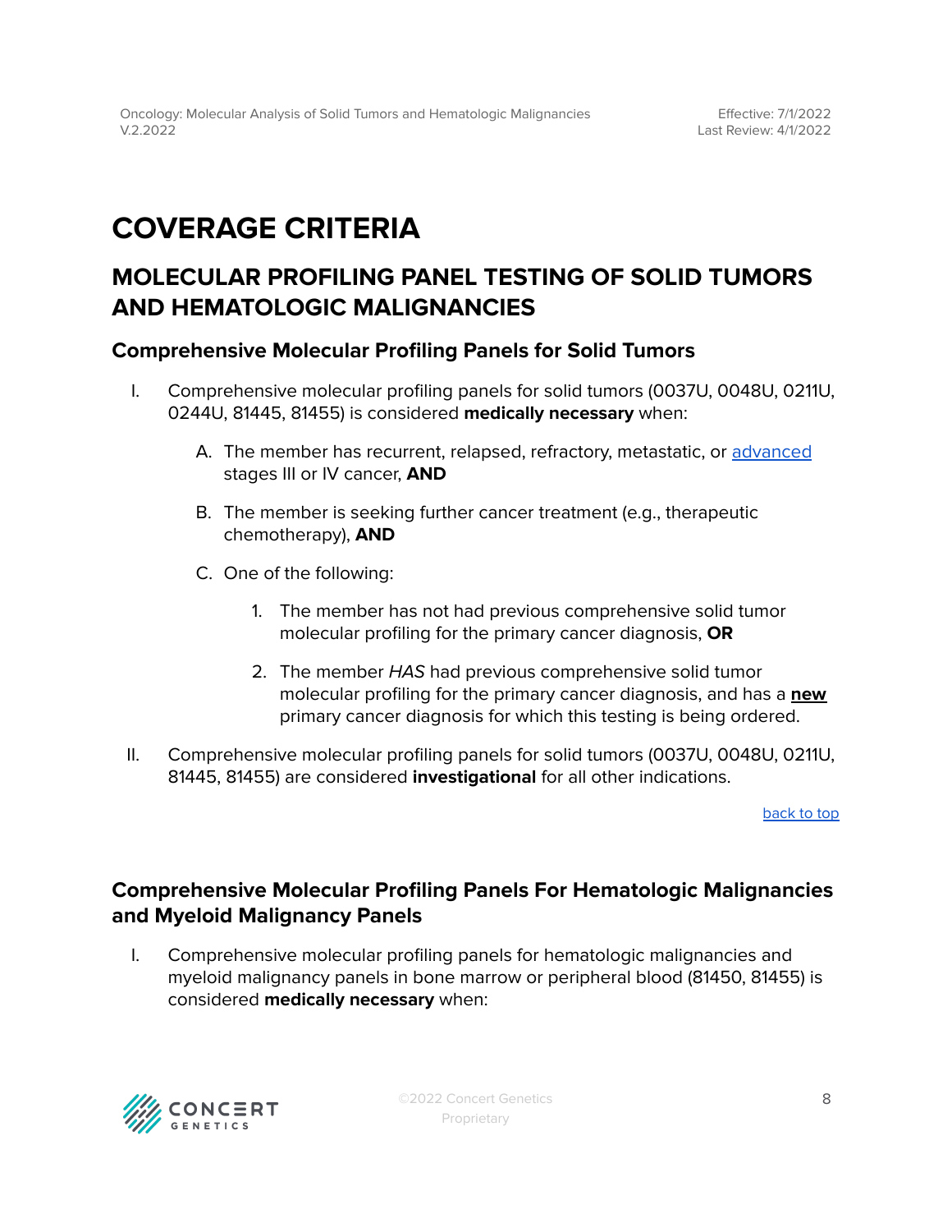# COVERAGE CRITERIA

## MOLECULAR PROFILING PANEL TESTING OF SOLID TUMORS AND HEMATOLOGIC MALIGNANCIES

### Comprehensive Molecular Profiling Panels for Solid Tumors

I. Comprehensive molecular profiling panels for solid tumors (0037U, 0048U, 0211U, 0244U, 81445, 81455) is considered **medically necessary** when:

   A. The member has recurrent, relapsed, refractory, metastatic, or advanced stages III or IV cancer, **AND**

   B. The member is seeking further cancer treatment (e.g., therapeutic chemotherapy), **AND**

   C. One of the following:

      1. The member has not had previous comprehensive solid tumor molecular profiling for the primary cancer diagnosis, **OR**

      2. The member *HAS* had previous comprehensive solid tumor molecular profiling for the primary cancer diagnosis, and has a **new** primary cancer diagnosis for which this testing is being ordered.

II. Comprehensive molecular profiling panels for solid tumors (0037U, 0048U, 0211U, 81445, 81455) are considered **investigational** for all other indications.

back to top

### Comprehensive Molecular Profiling Panels For Hematologic Malignancies and Myeloid Malignancy Panels

I. Comprehensive molecular profiling panels for hematologic malignancies and myeloid malignancy panels in bone marrow or peripheral blood (81450, 81455) is considered **medically necessary** when: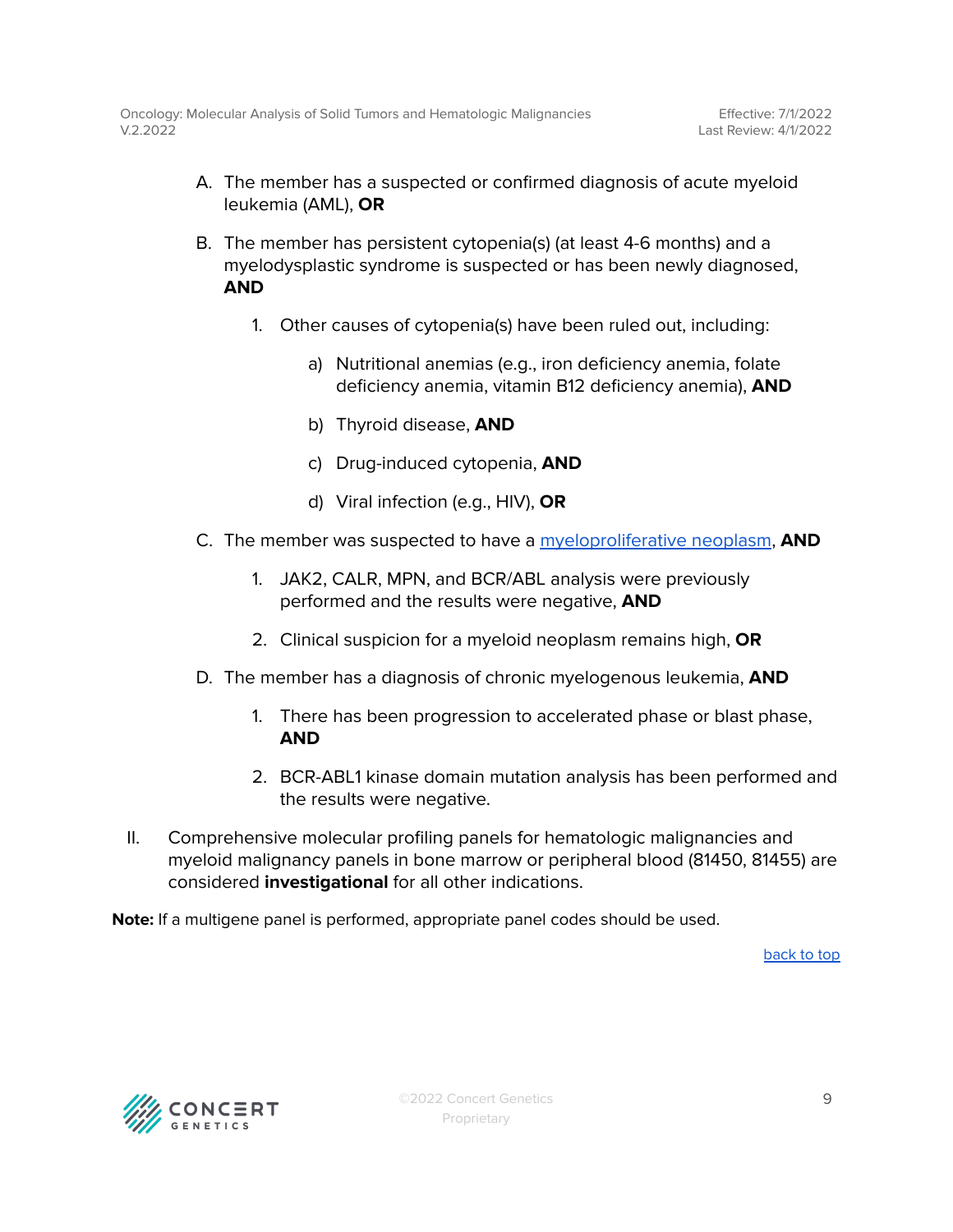A. The member has a suspected or confirmed diagnosis of acute myeloid leukemia (AML), **OR**

B. The member has persistent cytopenia(s) (at least 4-6 months) and a myelodysplastic syndrome is suspected or has been newly diagnosed, **AND**

   1. Other causes of cytopenia(s) have been ruled out, including:

      a) Nutritional anemias (e.g., iron deficiency anemia, folate deficiency anemia, vitamin B12 deficiency anemia), **AND**

      b) Thyroid disease, **AND**

      c) Drug-induced cytopenia, **AND**

      d) Viral infection (e.g., HIV), **OR**

C. The member was suspected to have a [myeloproliferative neoplasm](), **AND**

   1. JAK2, CALR, MPN, and BCR/ABL analysis were previously performed and the results were negative, **AND**

   2. Clinical suspicion for a myeloid neoplasm remains high, **OR**

D. The member has a diagnosis of chronic myelogenous leukemia, **AND**

   1. There has been progression to accelerated phase or blast phase, **AND**

   2. BCR-ABL1 kinase domain mutation analysis has been performed and the results were negative.

II. Comprehensive molecular profiling panels for hematologic malignancies and myeloid malignancy panels in bone marrow or peripheral blood (81450, 81455) are considered **investigational** for all other indications.

**Note:** If a multigene panel is performed, appropriate panel codes should be used.

[back to top]()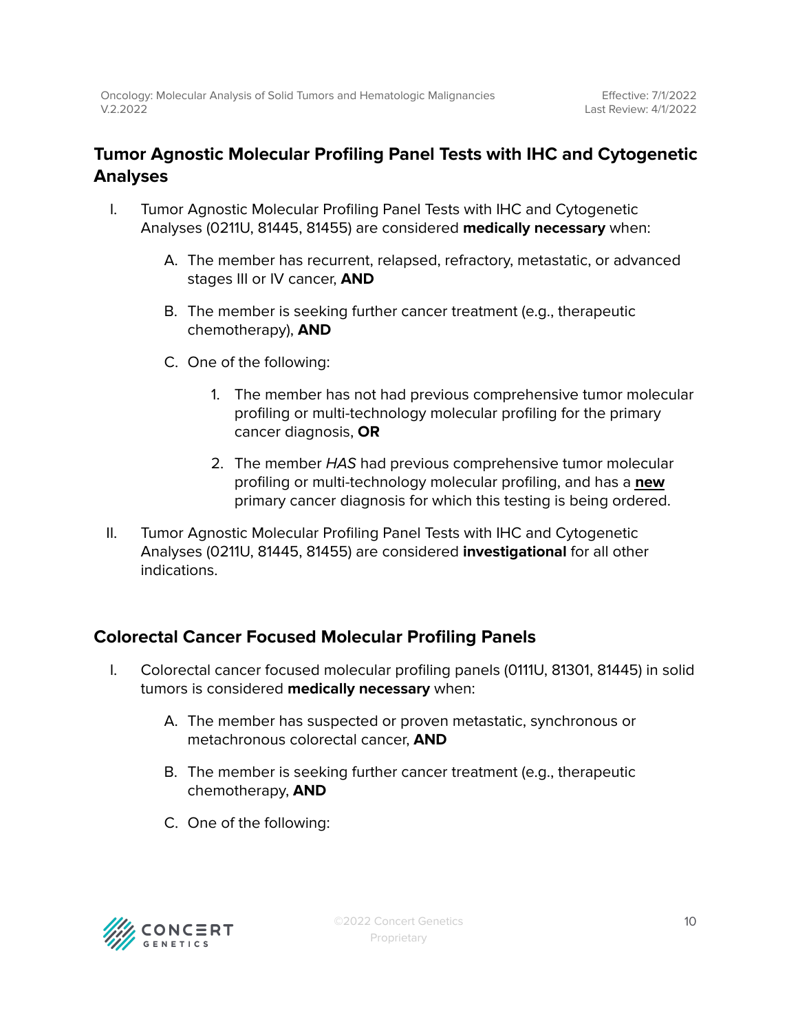## Tumor Agnostic Molecular Profiling Panel Tests with IHC and Cytogenetic Analyses

I. Tumor Agnostic Molecular Profiling Panel Tests with IHC and Cytogenetic Analyses (0211U, 81445, 81455) are considered **medically necessary** when:

   A. The member has recurrent, relapsed, refractory, metastatic, or advanced stages III or IV cancer, **AND**

   B. The member is seeking further cancer treatment (e.g., therapeutic chemotherapy), **AND**

   C. One of the following:

      1. The member has not had previous comprehensive tumor molecular profiling or multi-technology molecular profiling for the primary cancer diagnosis, **OR**

      2. The member *HAS* had previous comprehensive tumor molecular profiling or multi-technology molecular profiling, and has a **new** primary cancer diagnosis for which this testing is being ordered.

II. Tumor Agnostic Molecular Profiling Panel Tests with IHC and Cytogenetic Analyses (0211U, 81445, 81455) are considered **investigational** for all other indications.

## Colorectal Cancer Focused Molecular Profiling Panels

I. Colorectal cancer focused molecular profiling panels (0111U, 81301, 81445) in solid tumors is considered **medically necessary** when:

   A. The member has suspected or proven metastatic, synchronous or metachronous colorectal cancer, **AND**

   B. The member is seeking further cancer treatment (e.g., therapeutic chemotherapy, **AND**

   C. One of the following: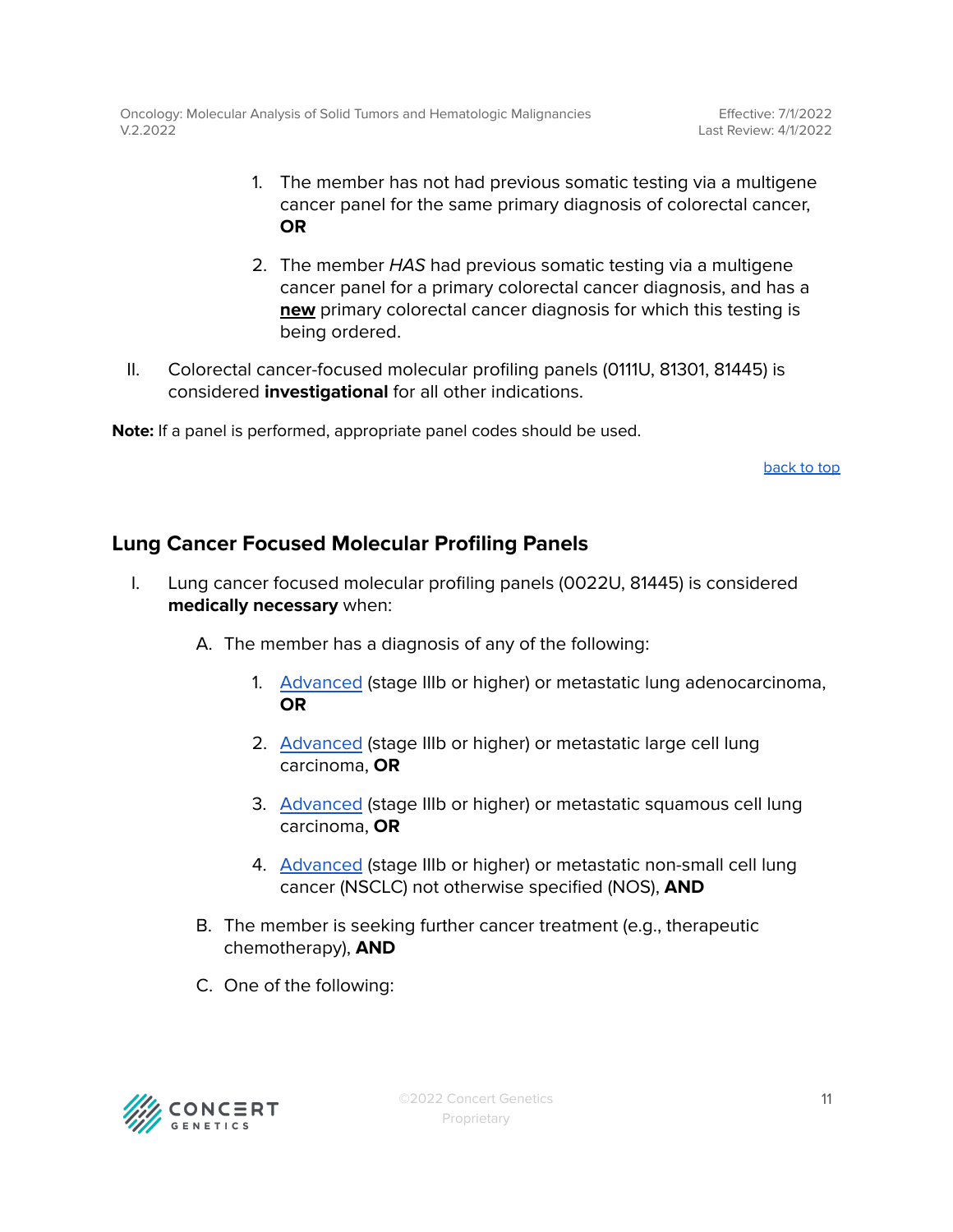1. The member has not had previous somatic testing via a multigene cancer panel for the same primary diagnosis of colorectal cancer, **OR**

2. The member *HAS* had previous somatic testing via a multigene cancer panel for a primary colorectal cancer diagnosis, and has a **new** primary colorectal cancer diagnosis for which this testing is being ordered.

II. Colorectal cancer-focused molecular profiling panels (0111U, 81301, 81445) is considered **investigational** for all other indications.

**Note:** If a panel is performed, appropriate panel codes should be used.

back to top

## Lung Cancer Focused Molecular Profiling Panels

I. Lung cancer focused molecular profiling panels (0022U, 81445) is considered **medically necessary** when:

   A. The member has a diagnosis of any of the following:

      1. Advanced (stage IIIb or higher) or metastatic lung adenocarcinoma, **OR**

      2. Advanced (stage IIIb or higher) or metastatic large cell lung carcinoma, **OR**

      3. Advanced (stage IIIb or higher) or metastatic squamous cell lung carcinoma, **OR**

      4. Advanced (stage IIIb or higher) or metastatic non-small cell lung cancer (NSCLC) not otherwise specified (NOS), **AND**

   B. The member is seeking further cancer treatment (e.g., therapeutic chemotherapy), **AND**

   C. One of the following: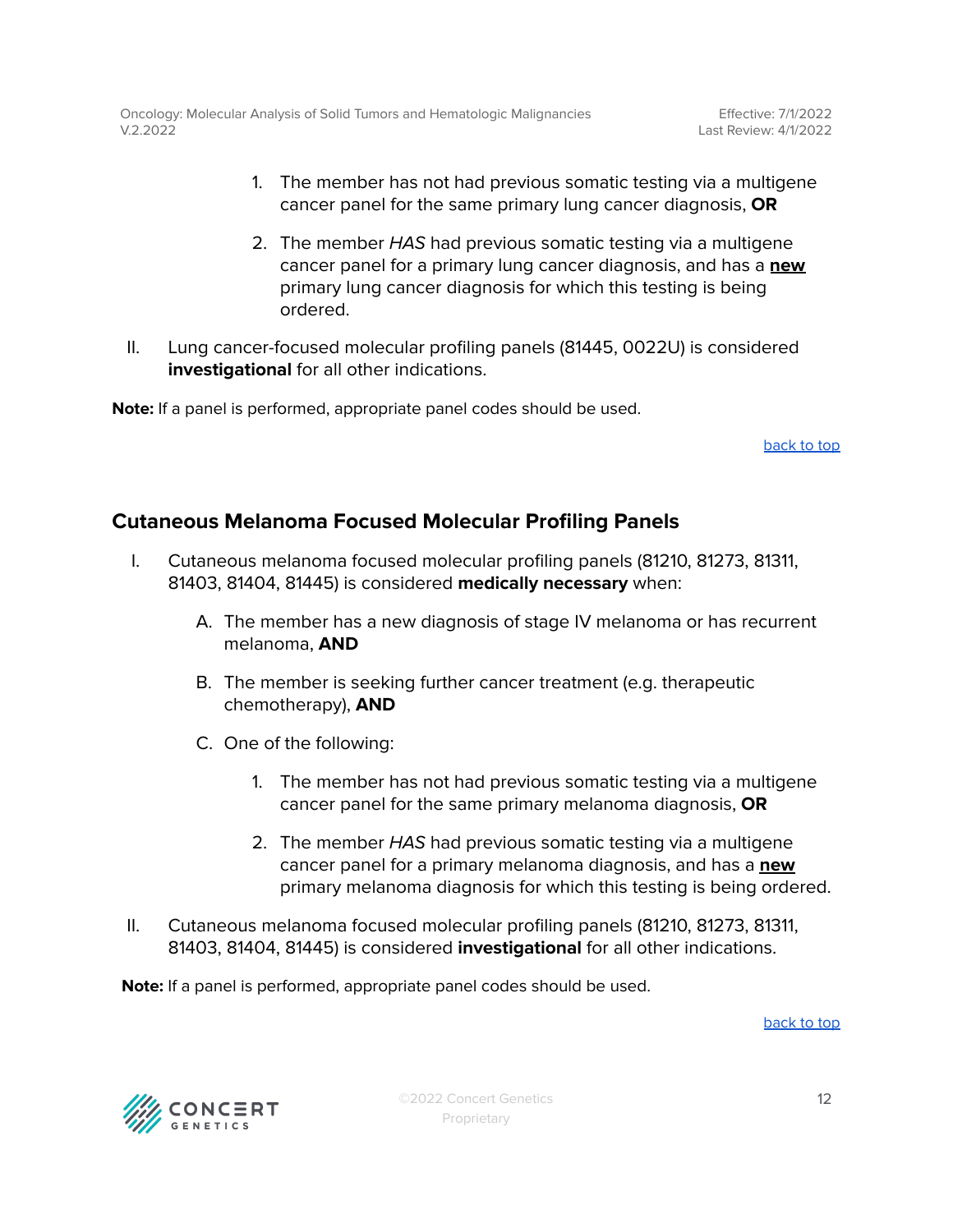1. The member has not had previous somatic testing via a multigene cancer panel for the same primary lung cancer diagnosis, **OR**

2. The member *HAS* had previous somatic testing via a multigene cancer panel for a primary lung cancer diagnosis, and has a **new** primary lung cancer diagnosis for which this testing is being ordered.

II. Lung cancer-focused molecular profiling panels (81445, 0022U) is considered **investigational** for all other indications.

**Note:** If a panel is performed, appropriate panel codes should be used.

back to top

## Cutaneous Melanoma Focused Molecular Profiling Panels

I. Cutaneous melanoma focused molecular profiling panels (81210, 81273, 81311, 81403, 81404, 81445) is considered **medically necessary** when:

   A. The member has a new diagnosis of stage IV melanoma or has recurrent melanoma, **AND**

   B. The member is seeking further cancer treatment (e.g. therapeutic chemotherapy), **AND**

   C. One of the following:

      1. The member has not had previous somatic testing via a multigene cancer panel for the same primary melanoma diagnosis, **OR**

      2. The member *HAS* had previous somatic testing via a multigene cancer panel for a primary melanoma diagnosis, and has a **new** primary melanoma diagnosis for which this testing is being ordered.

II. Cutaneous melanoma focused molecular profiling panels (81210, 81273, 81311, 81403, 81404, 81445) is considered **investigational** for all other indications.

**Note:** If a panel is performed, appropriate panel codes should be used.

back to top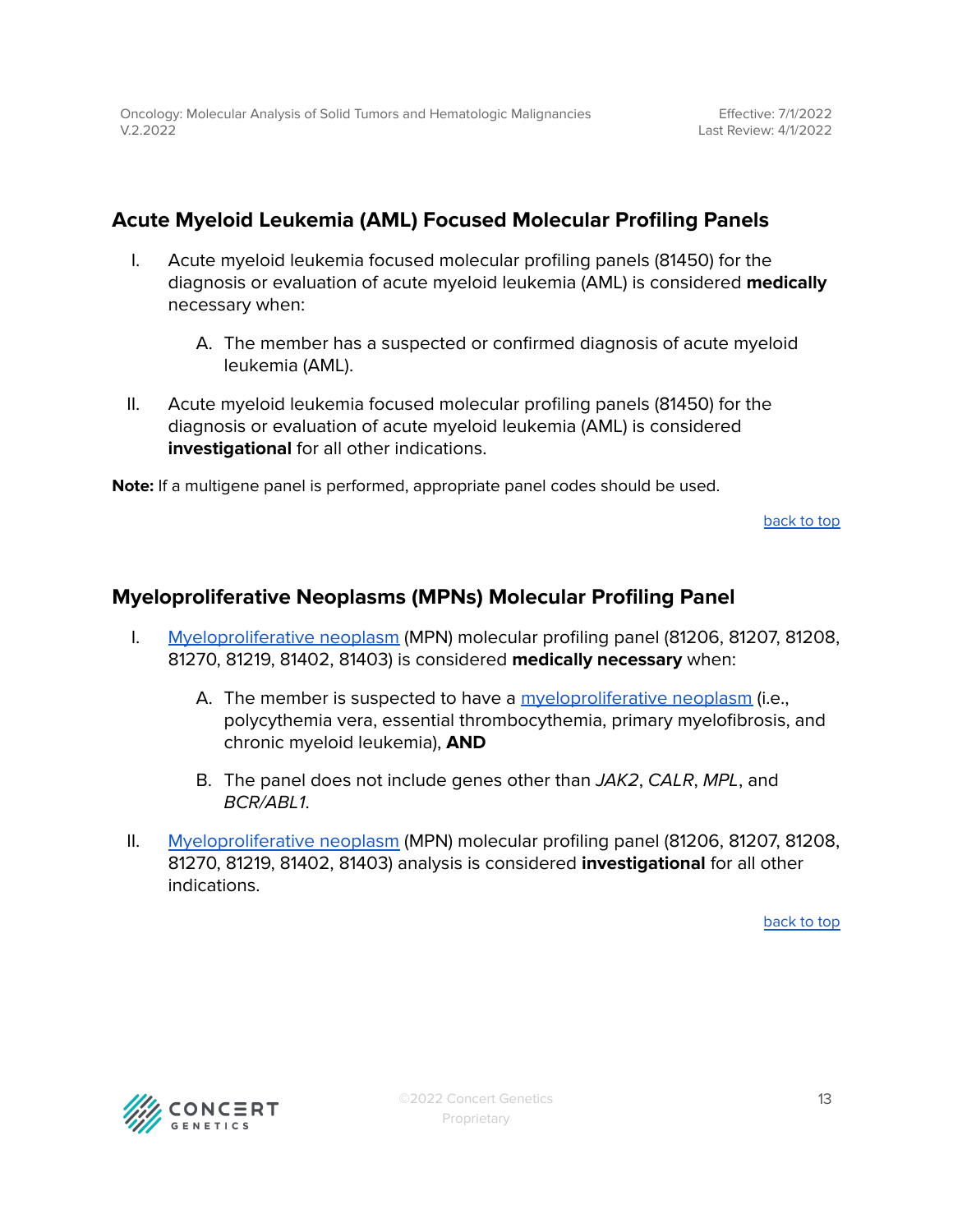## Acute Myeloid Leukemia (AML) Focused Molecular Profiling Panels

I. Acute myeloid leukemia focused molecular profiling panels (81450) for the diagnosis or evaluation of acute myeloid leukemia (AML) is considered **medically** necessary when:

   A. The member has a suspected or confirmed diagnosis of acute myeloid leukemia (AML).

II. Acute myeloid leukemia focused molecular profiling panels (81450) for the diagnosis or evaluation of acute myeloid leukemia (AML) is considered **investigational** for all other indications.

**Note:** If a multigene panel is performed, appropriate panel codes should be used.

back to top

## Myeloproliferative Neoplasms (MPNs) Molecular Profiling Panel

I. Myeloproliferative neoplasm (MPN) molecular profiling panel (81206, 81207, 81208, 81270, 81219, 81402, 81403) is considered **medically necessary** when:

   A. The member is suspected to have a myeloproliferative neoplasm (i.e., polycythemia vera, essential thrombocythemia, primary myelofibrosis, and chronic myeloid leukemia), **AND**

   B. The panel does not include genes other than *JAK2*, *CALR*, *MPL*, and *BCR/ABL1*.

II. Myeloproliferative neoplasm (MPN) molecular profiling panel (81206, 81207, 81208, 81270, 81219, 81402, 81403) analysis is considered **investigational** for all other indications.

back to top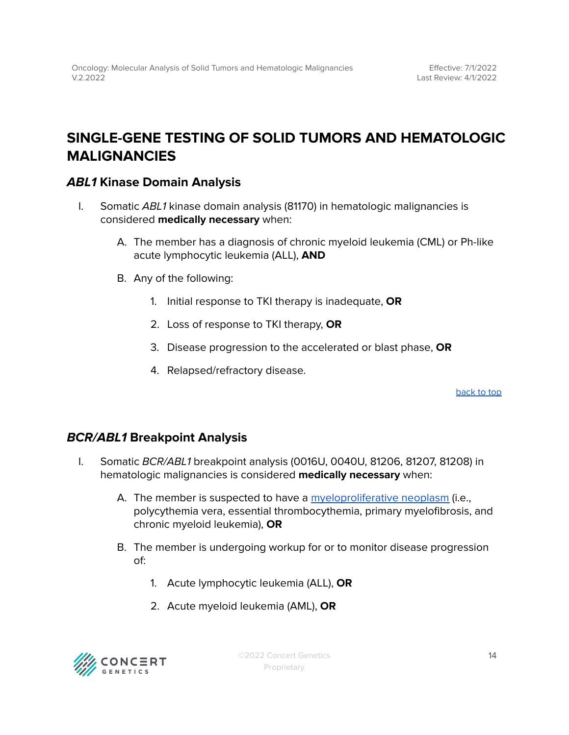# SINGLE-GENE TESTING OF SOLID TUMORS AND HEMATOLOGIC MALIGNANCIES

## *ABL1* Kinase Domain Analysis

I. Somatic *ABL1* kinase domain analysis (81170) in hematologic malignancies is considered **medically necessary** when:

   A. The member has a diagnosis of chronic myeloid leukemia (CML) or Ph-like acute lymphocytic leukemia (ALL), **AND**

   B. Any of the following:

      1. Initial response to TKI therapy is inadequate, **OR**
      2. Loss of response to TKI therapy, **OR**
      3. Disease progression to the accelerated or blast phase, **OR**
      4. Relapsed/refractory disease.

back to top

## *BCR/ABL1* Breakpoint Analysis

I. Somatic *BCR/ABL1* breakpoint analysis (0016U, 0040U, 81206, 81207, 81208) in hematologic malignancies is considered **medically necessary** when:

   A. The member is suspected to have a myeloproliferative neoplasm (i.e., polycythemia vera, essential thrombocythemia, primary myelofibrosis, and chronic myeloid leukemia), **OR**

   B. The member is undergoing workup for or to monitor disease progression of:

      1. Acute lymphocytic leukemia (ALL), **OR**
      2. Acute myeloid leukemia (AML), **OR**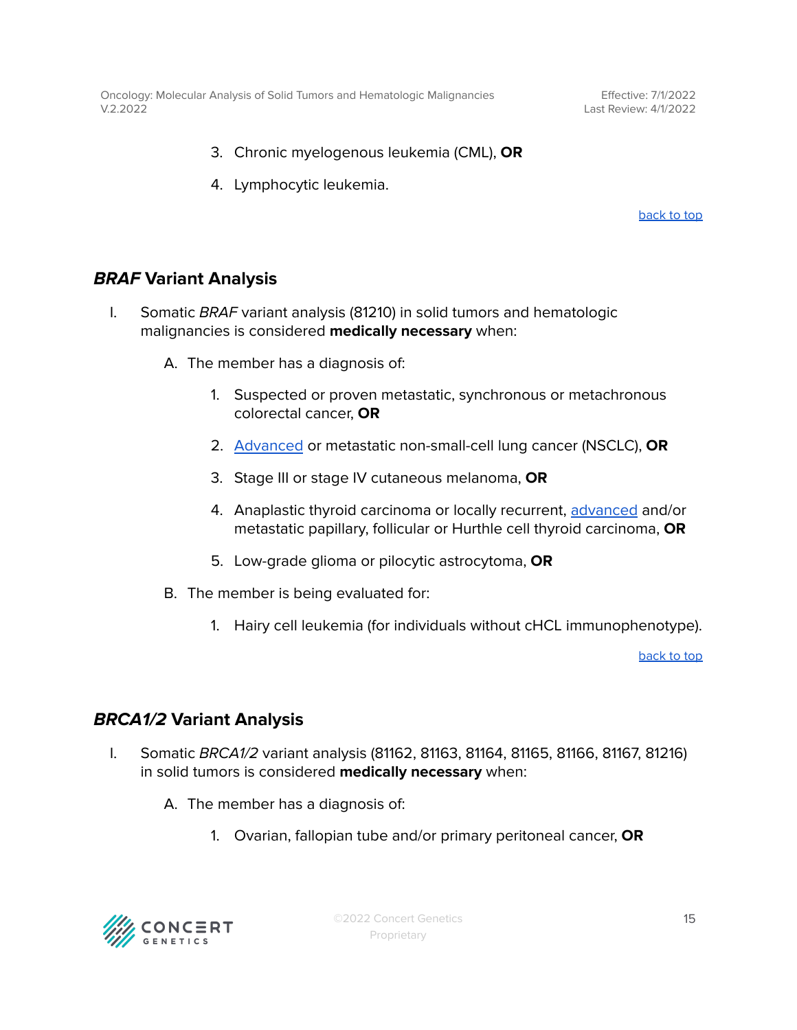3. Chronic myelogenous leukemia (CML), **OR**

4. Lymphocytic leukemia.

back to top

## ***BRAF*** **Variant Analysis**

I. Somatic *BRAF* variant analysis (81210) in solid tumors and hematologic malignancies is considered **medically necessary** when:

   A. The member has a diagnosis of:

      1. Suspected or proven metastatic, synchronous or metachronous colorectal cancer, **OR**

      2. Advanced or metastatic non-small-cell lung cancer (NSCLC), **OR**

      3. Stage III or stage IV cutaneous melanoma, **OR**

      4. Anaplastic thyroid carcinoma or locally recurrent, advanced and/or metastatic papillary, follicular or Hurthle cell thyroid carcinoma, **OR**

      5. Low-grade glioma or pilocytic astrocytoma, **OR**

   B. The member is being evaluated for:

      1. Hairy cell leukemia (for individuals without cHCL immunophenotype).

back to top

## ***BRCA1/2*** **Variant Analysis**

I. Somatic *BRCA1/2* variant analysis (81162, 81163, 81164, 81165, 81166, 81167, 81216) in solid tumors is considered **medically necessary** when:

   A. The member has a diagnosis of:

      1. Ovarian, fallopian tube and/or primary peritoneal cancer, **OR**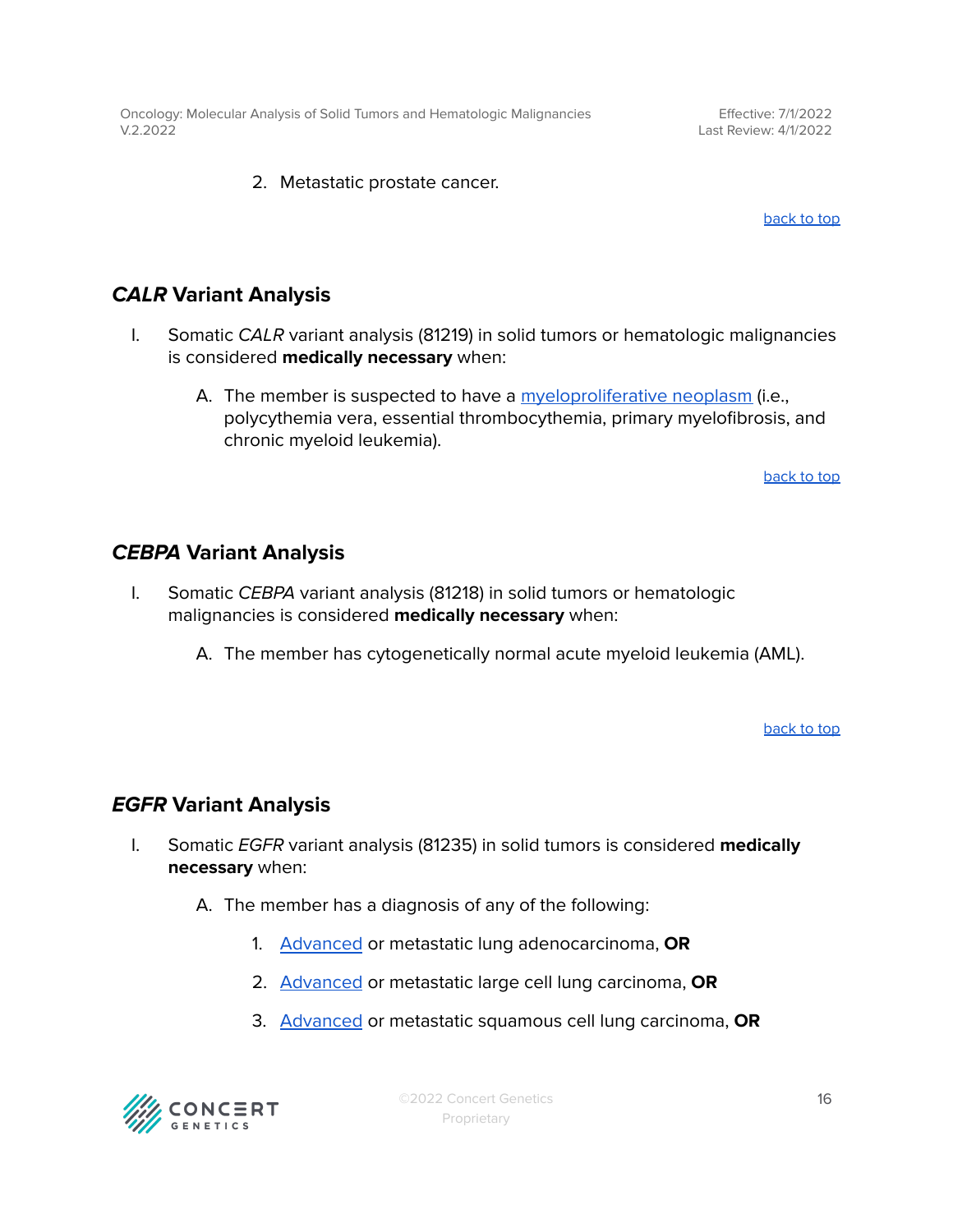2. Metastatic prostate cancer.

back to top

## *CALR* Variant Analysis

I. Somatic *CALR* variant analysis (81219) in solid tumors or hematologic malignancies is considered **medically necessary** when:

   A. The member is suspected to have a myeloproliferative neoplasm (i.e., polycythemia vera, essential thrombocythemia, primary myelofibrosis, and chronic myeloid leukemia).

back to top

## *CEBPA* Variant Analysis

I. Somatic *CEBPA* variant analysis (81218) in solid tumors or hematologic malignancies is considered **medically necessary** when:

   A. The member has cytogenetically normal acute myeloid leukemia (AML).

back to top

## *EGFR* Variant Analysis

I. Somatic *EGFR* variant analysis (81235) in solid tumors is considered **medically necessary** when:

   A. The member has a diagnosis of any of the following:

      1. Advanced or metastatic lung adenocarcinoma, **OR**

      2. Advanced or metastatic large cell lung carcinoma, **OR**

      3. Advanced or metastatic squamous cell lung carcinoma, **OR**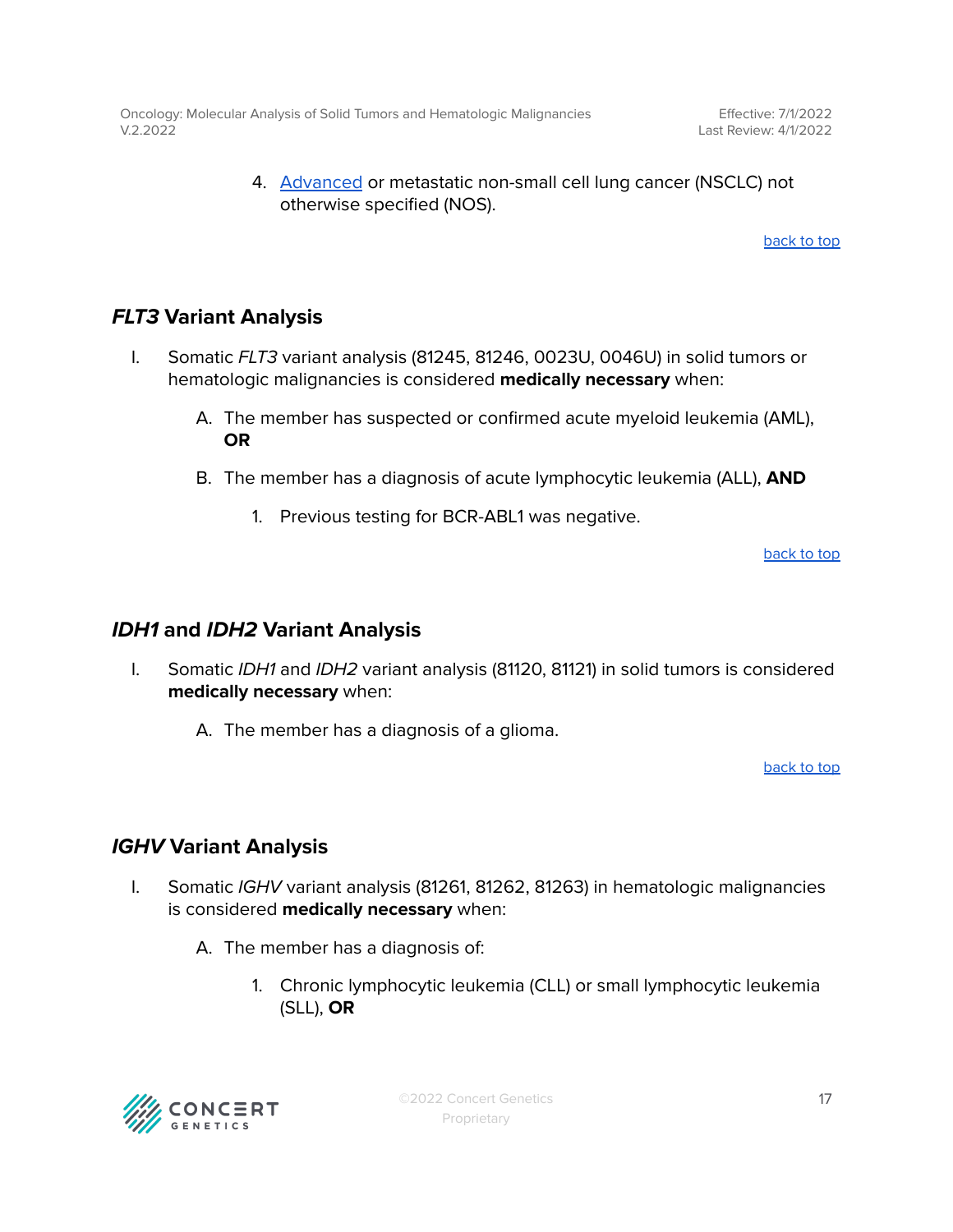4. [Advanced]() or metastatic non-small cell lung cancer (NSCLC) not otherwise specified (NOS).

back to top

## *FLT3* Variant Analysis

I. Somatic *FLT3* variant analysis (81245, 81246, 0023U, 0046U) in solid tumors or hematologic malignancies is considered **medically necessary** when:

   A. The member has suspected or confirmed acute myeloid leukemia (AML), **OR**

   B. The member has a diagnosis of acute lymphocytic leukemia (ALL), **AND**

      1. Previous testing for BCR-ABL1 was negative.

back to top

## *IDH1* and *IDH2* Variant Analysis

I. Somatic *IDH1* and *IDH2* variant analysis (81120, 81121) in solid tumors is considered **medically necessary** when:

   A. The member has a diagnosis of a glioma.

back to top

## *IGHV* Variant Analysis

I. Somatic *IGHV* variant analysis (81261, 81262, 81263) in hematologic malignancies is considered **medically necessary** when:

   A. The member has a diagnosis of:

      1. Chronic lymphocytic leukemia (CLL) or small lymphocytic leukemia (SLL), **OR**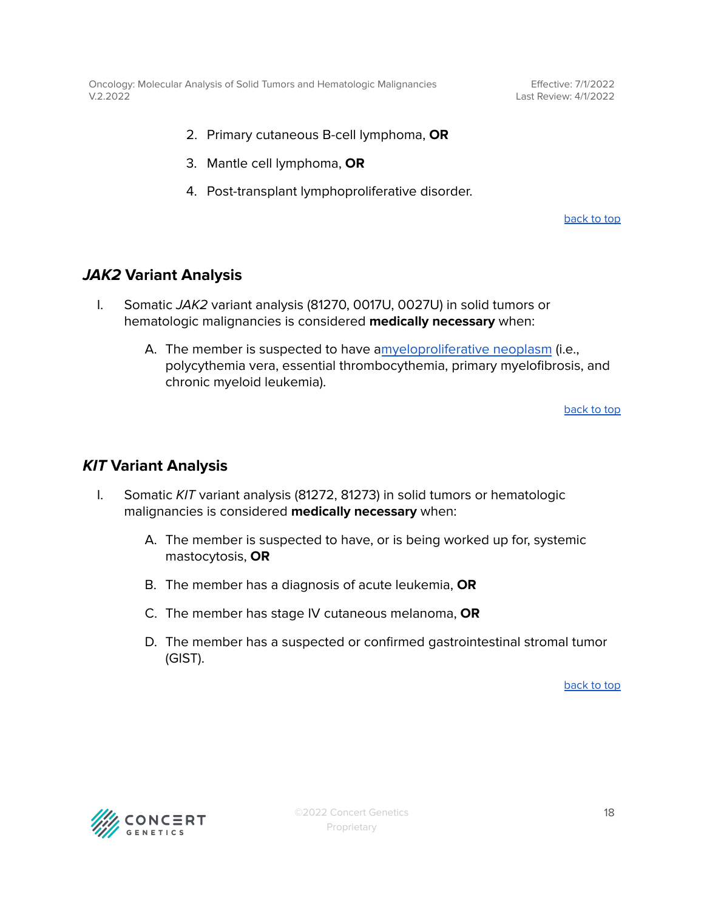2. Primary cutaneous B-cell lymphoma, **OR**

3. Mantle cell lymphoma, **OR**

4. Post-transplant lymphoproliferative disorder.

back to top

## *JAK2* Variant Analysis

I. Somatic *JAK2* variant analysis (81270, 0017U, 0027U) in solid tumors or hematologic malignancies is considered **medically necessary** when:

   A. The member is suspected to have amyeloproliferative neoplasm (i.e., polycythemia vera, essential thrombocythemia, primary myelofibrosis, and chronic myeloid leukemia).

back to top

## *KIT* Variant Analysis

I. Somatic *KIT* variant analysis (81272, 81273) in solid tumors or hematologic malignancies is considered **medically necessary** when:

   A. The member is suspected to have, or is being worked up for, systemic mastocytosis, **OR**

   B. The member has a diagnosis of acute leukemia, **OR**

   C. The member has stage IV cutaneous melanoma, **OR**

   D. The member has a suspected or confirmed gastrointestinal stromal tumor (GIST).

back to top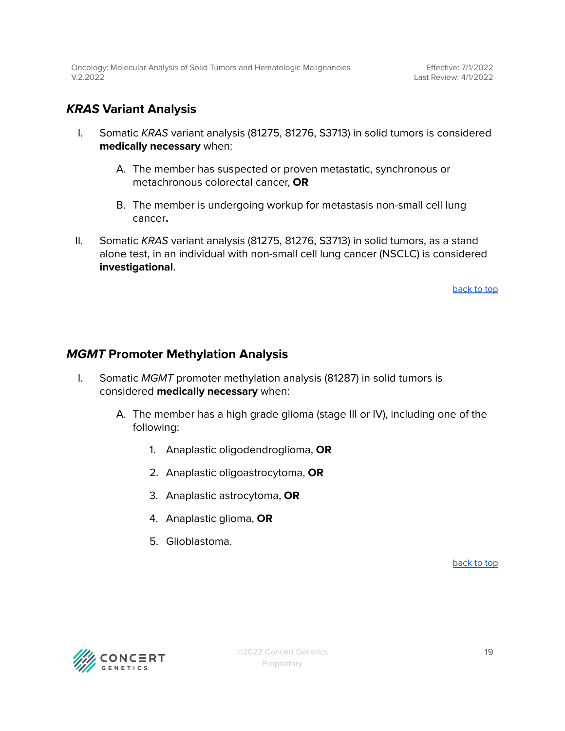## ***KRAS*** **Variant Analysis**

I. Somatic *KRAS* variant analysis (81275, 81276, S3713) in solid tumors is considered **medically necessary** when:

   A. The member has suspected or proven metastatic, synchronous or metachronous colorectal cancer, **OR**

   B. The member is undergoing workup for metastasis non-small cell lung cancer**.**

II. Somatic *KRAS* variant analysis (81275, 81276, S3713) in solid tumors, as a stand alone test, in an individual with non-small cell lung cancer (NSCLC) is considered **investigational**.

back to top

## ***MGMT*** **Promoter Methylation Analysis**

I. Somatic *MGMT* promoter methylation analysis (81287) in solid tumors is considered **medically necessary** when:

   A. The member has a high grade glioma (stage III or IV), including one of the following:

      1. Anaplastic oligodendroglioma, **OR**
      2. Anaplastic oligoastrocytoma, **OR**
      3. Anaplastic astrocytoma, **OR**
      4. Anaplastic glioma, **OR**
      5. Glioblastoma.

back to top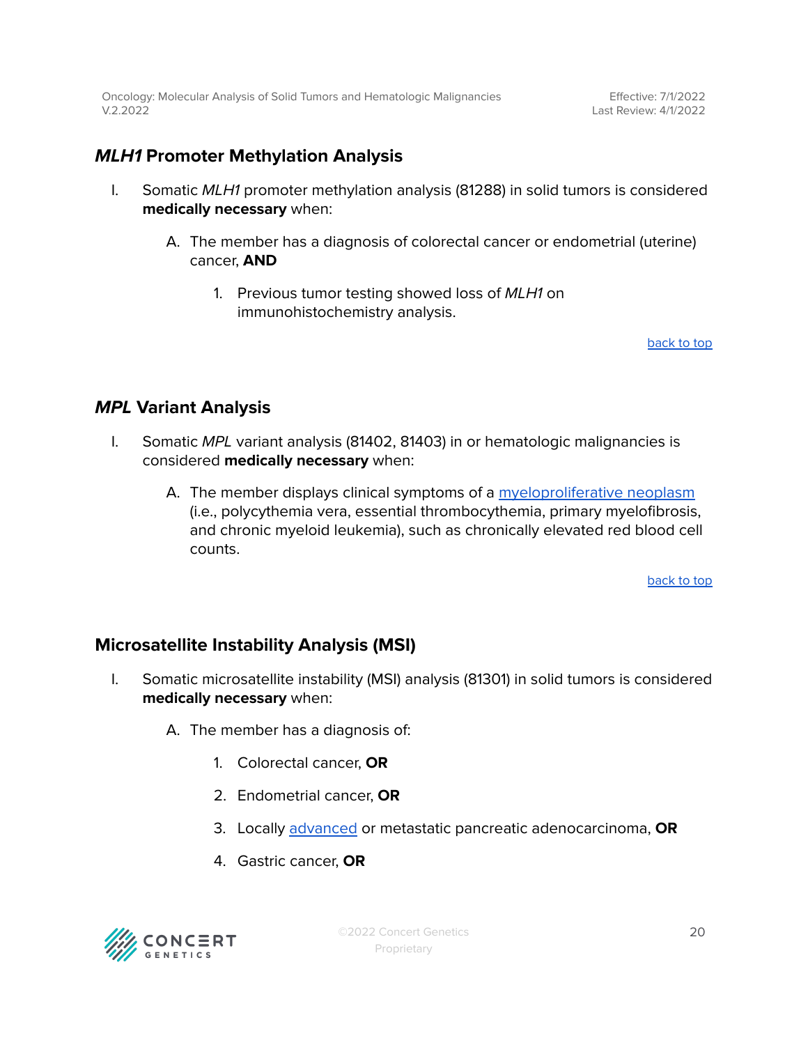## *MLH1* Promoter Methylation Analysis

I. Somatic *MLH1* promoter methylation analysis (81288) in solid tumors is considered **medically necessary** when:

  A. The member has a diagnosis of colorectal cancer or endometrial (uterine) cancer, **AND**

    1. Previous tumor testing showed loss of *MLH1* on immunohistochemistry analysis.

back to top

## *MPL* Variant Analysis

I. Somatic *MPL* variant analysis (81402, 81403) in or hematologic malignancies is considered **medically necessary** when:

  A. The member displays clinical symptoms of a myeloproliferative neoplasm (i.e., polycythemia vera, essential thrombocythemia, primary myelofibrosis, and chronic myeloid leukemia), such as chronically elevated red blood cell counts.

back to top

## Microsatellite Instability Analysis (MSI)

I. Somatic microsatellite instability (MSI) analysis (81301) in solid tumors is considered **medically necessary** when:

  A. The member has a diagnosis of:

    1. Colorectal cancer, **OR**

    2. Endometrial cancer, **OR**

    3. Locally advanced or metastatic pancreatic adenocarcinoma, **OR**

    4. Gastric cancer, **OR**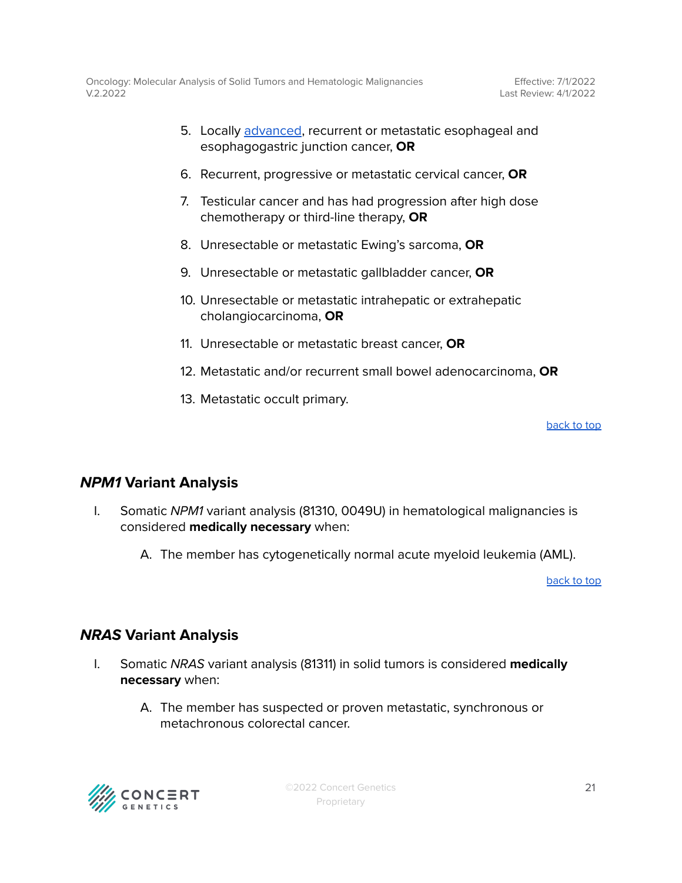5. Locally [advanced](#), recurrent or metastatic esophageal and esophagogastric junction cancer, **OR**

6. Recurrent, progressive or metastatic cervical cancer, **OR**

7. Testicular cancer and has had progression after high dose chemotherapy or third-line therapy, **OR**

8. Unresectable or metastatic Ewing's sarcoma, **OR**

9. Unresectable or metastatic gallbladder cancer, **OR**

10. Unresectable or metastatic intrahepatic or extrahepatic cholangiocarcinoma, **OR**

11. Unresectable or metastatic breast cancer, **OR**

12. Metastatic and/or recurrent small bowel adenocarcinoma, **OR**

13. Metastatic occult primary.

[back to top](#)

## ***NPM1*** **Variant Analysis**

I. Somatic *NPM1* variant analysis (81310, 0049U) in hematological malignancies is considered **medically necessary** when:

   A. The member has cytogenetically normal acute myeloid leukemia (AML).

[back to top](#)

## ***NRAS*** **Variant Analysis**

I. Somatic *NRAS* variant analysis (81311) in solid tumors is considered **medically necessary** when:

   A. The member has suspected or proven metastatic, synchronous or metachronous colorectal cancer.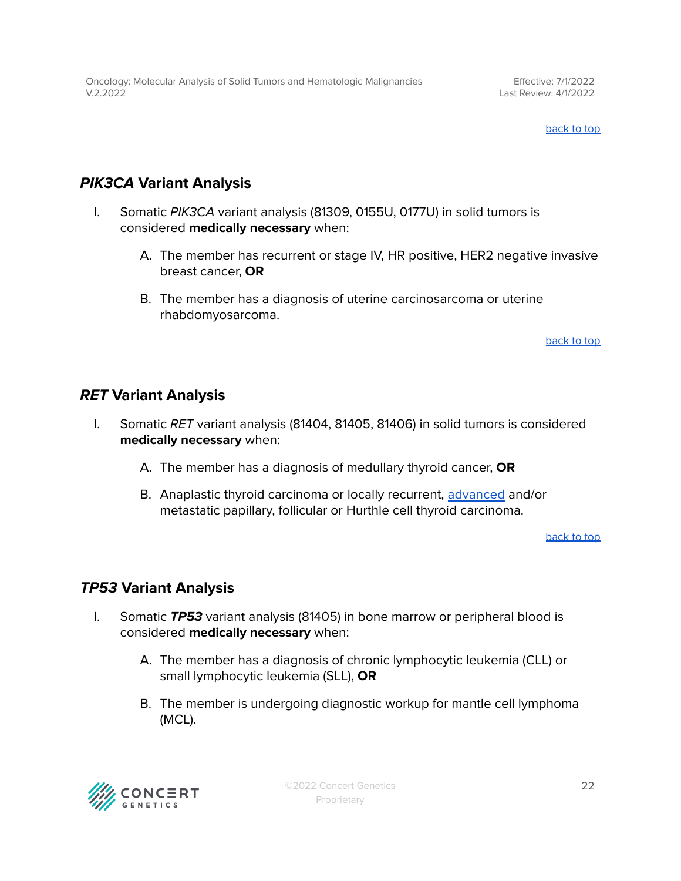[back to top](#)

## *PIK3CA* Variant Analysis

I. Somatic *PIK3CA* variant analysis (81309, 0155U, 0177U) in solid tumors is considered **medically necessary** when:

   A. The member has recurrent or stage IV, HR positive, HER2 negative invasive breast cancer, **OR**

   B. The member has a diagnosis of uterine carcinosarcoma or uterine rhabdomyosarcoma.

[back to top](#)

## *RET* Variant Analysis

I. Somatic *RET* variant analysis (81404, 81405, 81406) in solid tumors is considered **medically necessary** when:

   A. The member has a diagnosis of medullary thyroid cancer, **OR**

   B. Anaplastic thyroid carcinoma or locally recurrent, [advanced](#) and/or metastatic papillary, follicular or Hurthle cell thyroid carcinoma.

[back to top](#)

## ***TP53*** Variant Analysis

I. Somatic ***TP53*** variant analysis (81405) in bone marrow or peripheral blood is considered **medically necessary** when:

   A. The member has a diagnosis of chronic lymphocytic leukemia (CLL) or small lymphocytic leukemia (SLL), **OR**

   B. The member is undergoing diagnostic workup for mantle cell lymphoma (MCL).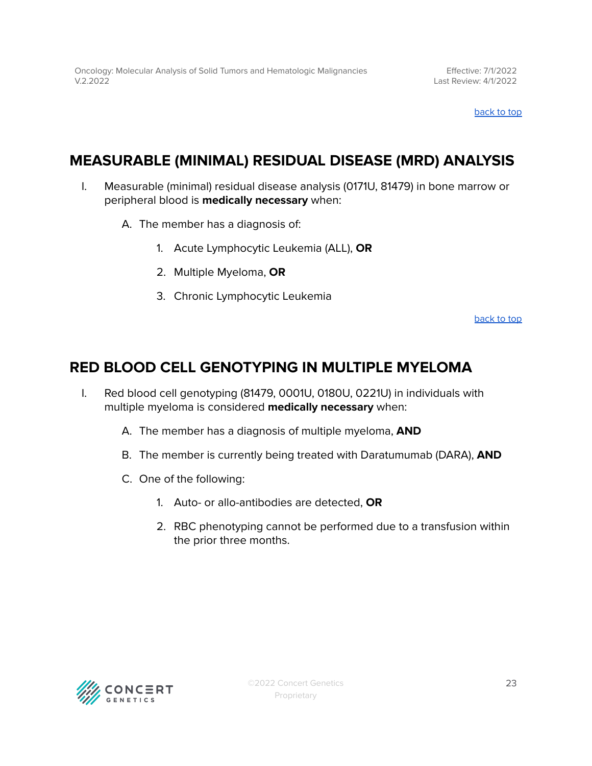[back to top]

## MEASURABLE (MINIMAL) RESIDUAL DISEASE (MRD) ANALYSIS

I. Measurable (minimal) residual disease analysis (0171U, 81479) in bone marrow or peripheral blood is **medically necessary** when:

   A. The member has a diagnosis of:

      1. Acute Lymphocytic Leukemia (ALL), **OR**

      2. Multiple Myeloma, **OR**

      3. Chronic Lymphocytic Leukemia

[back to top]

## RED BLOOD CELL GENOTYPING IN MULTIPLE MYELOMA

I. Red blood cell genotyping (81479, 0001U, 0180U, 0221U) in individuals with multiple myeloma is considered **medically necessary** when:

   A. The member has a diagnosis of multiple myeloma, **AND**

   B. The member is currently being treated with Daratumumab (DARA), **AND**

   C. One of the following:

      1. Auto- or allo-antibodies are detected, **OR**

      2. RBC phenotyping cannot be performed due to a transfusion within the prior three months.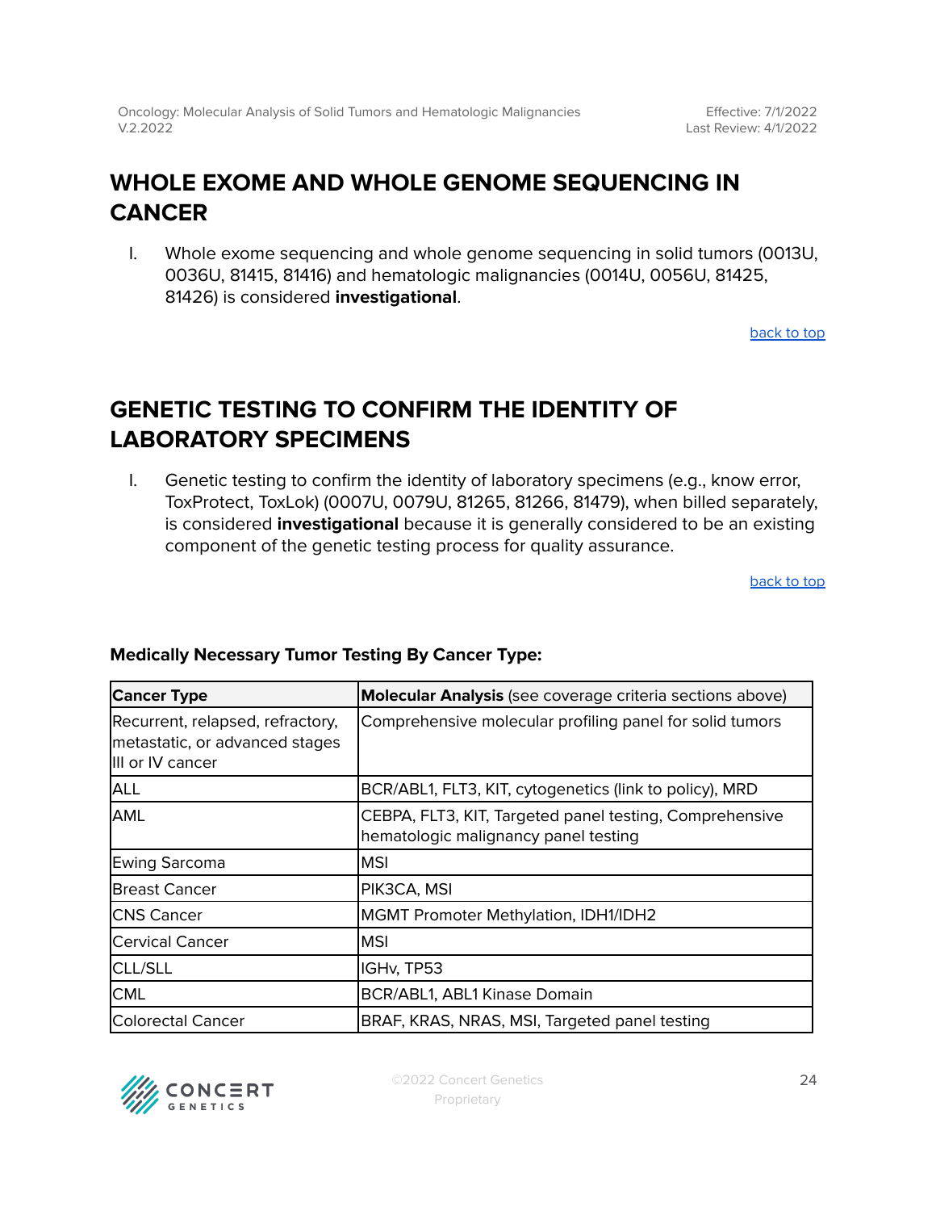## WHOLE EXOME AND WHOLE GENOME SEQUENCING IN CANCER

I. Whole exome sequencing and whole genome sequencing in solid tumors (0013U, 0036U, 81415, 81416) and hematologic malignancies (0014U, 0056U, 81425, 81426) is considered **investigational**.

back to top

## GENETIC TESTING TO CONFIRM THE IDENTITY OF LABORATORY SPECIMENS

I. Genetic testing to confirm the identity of laboratory specimens (e.g., know error, ToxProtect, ToxLok) (0007U, 0079U, 81265, 81266, 81479), when billed separately, is considered **investigational** because it is generally considered to be an existing component of the genetic testing process for quality assurance.

back to top

**Medically Necessary Tumor Testing By Cancer Type:**

| **Cancer Type** | **Molecular Analysis** (see coverage criteria sections above) |
|---|---|
| Recurrent, relapsed, refractory, metastatic, or advanced stages III or IV cancer | Comprehensive molecular profiling panel for solid tumors |
| ALL | BCR/ABL1, FLT3, KIT, cytogenetics (link to policy), MRD |
| AML | CEBPA, FLT3, KIT, Targeted panel testing, Comprehensive hematologic malignancy panel testing |
| Ewing Sarcoma | MSI |
| Breast Cancer | PIK3CA, MSI |
| CNS Cancer | MGMT Promoter Methylation, IDH1/IDH2 |
| Cervical Cancer | MSI |
| CLL/SLL | IGHv, TP53 |
| CML | BCR/ABL1, ABL1 Kinase Domain |
| Colorectal Cancer | BRAF, KRAS, NRAS, MSI, Targeted panel testing |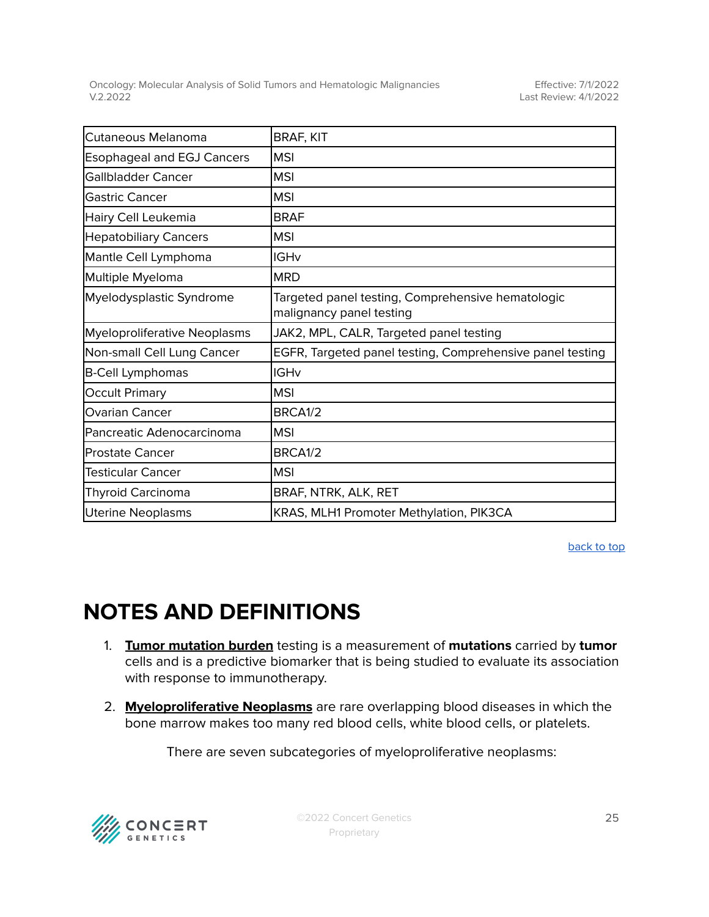| | |
|---|---|
| Cutaneous Melanoma | BRAF, KIT |
| Esophageal and EGJ Cancers | MSI |
| Gallbladder Cancer | MSI |
| Gastric Cancer | MSI |
| Hairy Cell Leukemia | BRAF |
| Hepatobiliary Cancers | MSI |
| Mantle Cell Lymphoma | IGHv |
| Multiple Myeloma | MRD |
| Myelodysplastic Syndrome | Targeted panel testing, Comprehensive hematologic malignancy panel testing |
| Myeloproliferative Neoplasms | JAK2, MPL, CALR, Targeted panel testing |
| Non-small Cell Lung Cancer | EGFR, Targeted panel testing, Comprehensive panel testing |
| B-Cell Lymphomas | IGHv |
| Occult Primary | MSI |
| Ovarian Cancer | BRCA1/2 |
| Pancreatic Adenocarcinoma | MSI |
| Prostate Cancer | BRCA1/2 |
| Testicular Cancer | MSI |
| Thyroid Carcinoma | BRAF, NTRK, ALK, RET |
| Uterine Neoplasms | KRAS, MLH1 Promoter Methylation, PIK3CA |

back to top

# NOTES AND DEFINITIONS

1. **Tumor mutation burden** testing is a measurement of **mutations** carried by **tumor** cells and is a predictive biomarker that is being studied to evaluate its association with response to immunotherapy.

2. **Myeloproliferative Neoplasms** are rare overlapping blood diseases in which the bone marrow makes too many red blood cells, white blood cells, or platelets.

   There are seven subcategories of myeloproliferative neoplasms: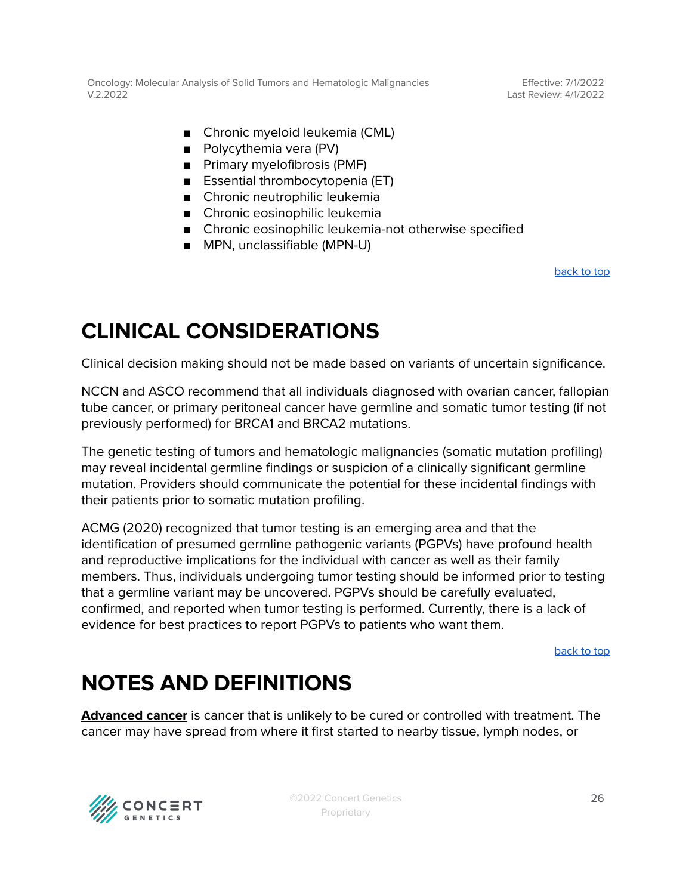- Chronic myeloid leukemia (CML)
- Polycythemia vera (PV)
- Primary myelofibrosis (PMF)
- Essential thrombocytopenia (ET)
- Chronic neutrophilic leukemia
- Chronic eosinophilic leukemia
- Chronic eosinophilic leukemia-not otherwise specified
- MPN, unclassifiable (MPN-U)

back to top

# CLINICAL CONSIDERATIONS

Clinical decision making should not be made based on variants of uncertain significance.

NCCN and ASCO recommend that all individuals diagnosed with ovarian cancer, fallopian tube cancer, or primary peritoneal cancer have germline and somatic tumor testing (if not previously performed) for BRCA1 and BRCA2 mutations.

The genetic testing of tumors and hematologic malignancies (somatic mutation profiling) may reveal incidental germline findings or suspicion of a clinically significant germline mutation. Providers should communicate the potential for these incidental findings with their patients prior to somatic mutation profiling.

ACMG (2020) recognized that tumor testing is an emerging area and that the identification of presumed germline pathogenic variants (PGPVs) have profound health and reproductive implications for the individual with cancer as well as their family members. Thus, individuals undergoing tumor testing should be informed prior to testing that a germline variant may be uncovered. PGPVs should be carefully evaluated, confirmed, and reported when tumor testing is performed. Currently, there is a lack of evidence for best practices to report PGPVs to patients who want them.

back to top

# NOTES AND DEFINITIONS

**Advanced cancer** is cancer that is unlikely to be cured or controlled with treatment. The cancer may have spread from where it first started to nearby tissue, lymph nodes, or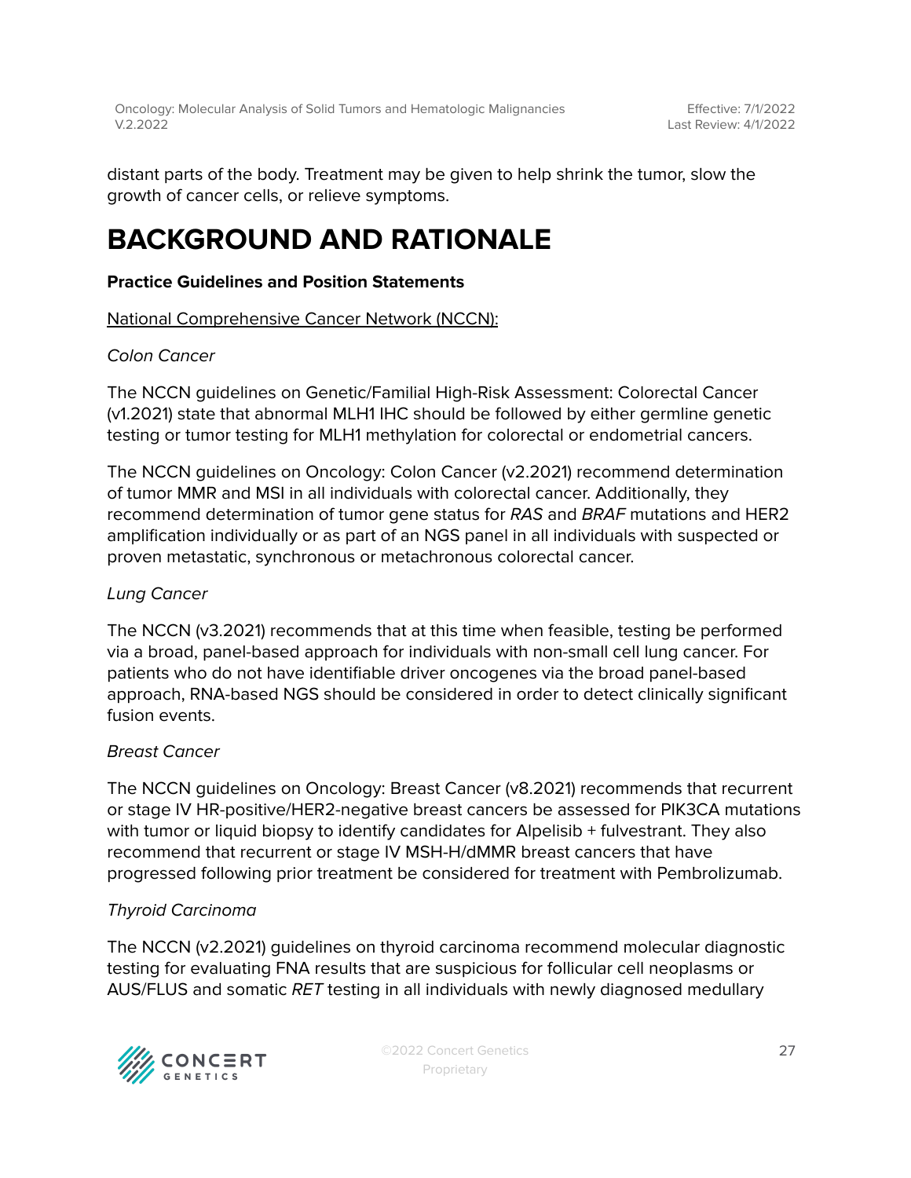distant parts of the body. Treatment may be given to help shrink the tumor, slow the growth of cancer cells, or relieve symptoms.

# BACKGROUND AND RATIONALE

**Practice Guidelines and Position Statements**

National Comprehensive Cancer Network (NCCN):

*Colon Cancer*

The NCCN guidelines on Genetic/Familial High-Risk Assessment: Colorectal Cancer (v1.2021) state that abnormal MLH1 IHC should be followed by either germline genetic testing or tumor testing for MLH1 methylation for colorectal or endometrial cancers.

The NCCN guidelines on Oncology: Colon Cancer (v2.2021) recommend determination of tumor MMR and MSI in all individuals with colorectal cancer. Additionally, they recommend determination of tumor gene status for *RAS* and *BRAF* mutations and HER2 amplification individually or as part of an NGS panel in all individuals with suspected or proven metastatic, synchronous or metachronous colorectal cancer.

*Lung Cancer*

The NCCN (v3.2021) recommends that at this time when feasible, testing be performed via a broad, panel-based approach for individuals with non-small cell lung cancer. For patients who do not have identifiable driver oncogenes via the broad panel-based approach, RNA-based NGS should be considered in order to detect clinically significant fusion events.

*Breast Cancer*

The NCCN guidelines on Oncology: Breast Cancer (v8.2021) recommends that recurrent or stage IV HR-positive/HER2-negative breast cancers be assessed for PIK3CA mutations with tumor or liquid biopsy to identify candidates for Alpelisib + fulvestrant. They also recommend that recurrent or stage IV MSH-H/dMMR breast cancers that have progressed following prior treatment be considered for treatment with Pembrolizumab.

*Thyroid Carcinoma*

The NCCN (v2.2021) guidelines on thyroid carcinoma recommend molecular diagnostic testing for evaluating FNA results that are suspicious for follicular cell neoplasms or AUS/FLUS and somatic *RET* testing in all individuals with newly diagnosed medullary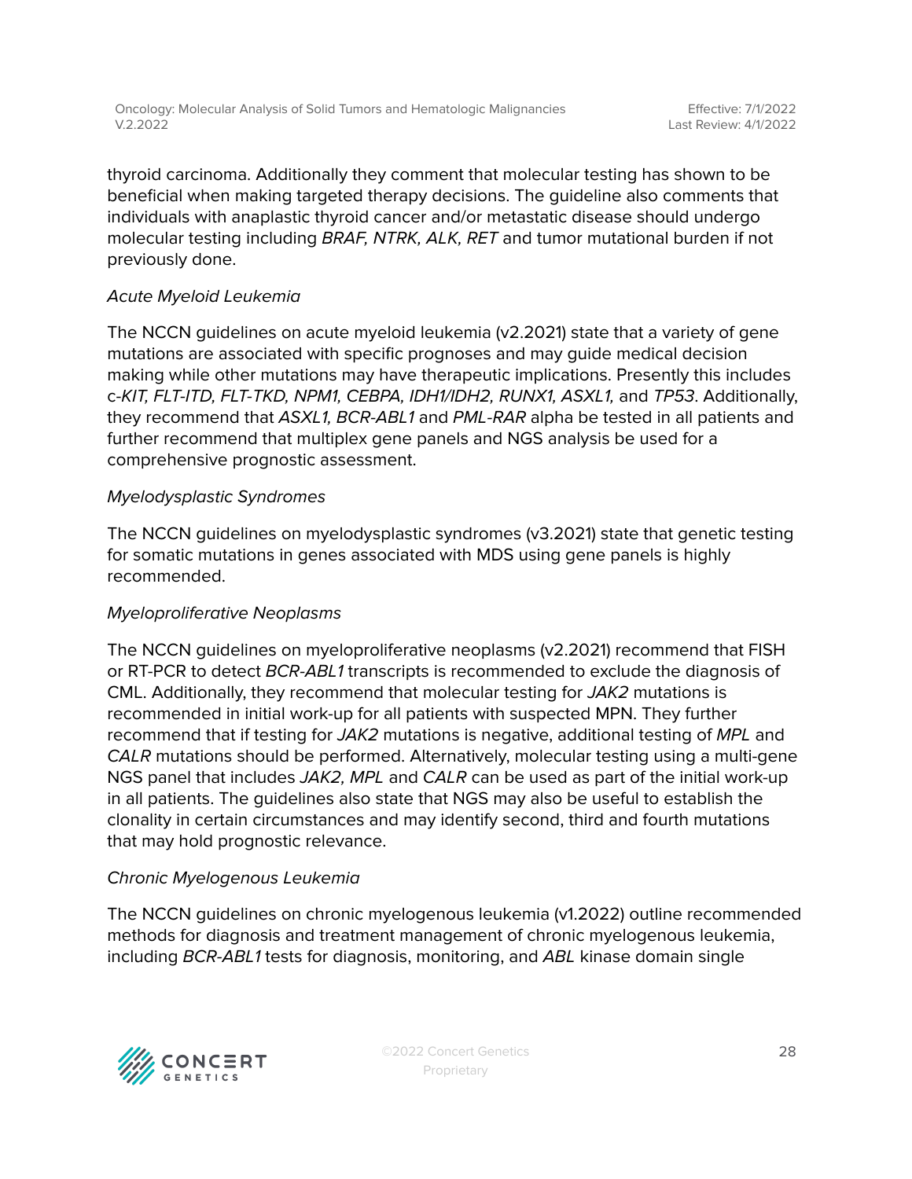thyroid carcinoma. Additionally they comment that molecular testing has shown to be beneficial when making targeted therapy decisions. The guideline also comments that individuals with anaplastic thyroid cancer and/or metastatic disease should undergo molecular testing including *BRAF, NTRK, ALK, RET* and tumor mutational burden if not previously done.

*Acute Myeloid Leukemia*

The NCCN guidelines on acute myeloid leukemia (v2.2021) state that a variety of gene mutations are associated with specific prognoses and may guide medical decision making while other mutations may have therapeutic implications. Presently this includes c-*KIT, FLT-ITD, FLT-TKD, NPM1, CEBPA, IDH1/IDH2, RUNX1, ASXL1,* and *TP53*. Additionally, they recommend that *ASXL1, BCR-ABL1* and *PML-RAR* alpha be tested in all patients and further recommend that multiplex gene panels and NGS analysis be used for a comprehensive prognostic assessment.

*Myelodysplastic Syndromes*

The NCCN guidelines on myelodysplastic syndromes (v3.2021) state that genetic testing for somatic mutations in genes associated with MDS using gene panels is highly recommended.

*Myeloproliferative Neoplasms*

The NCCN guidelines on myeloproliferative neoplasms (v2.2021) recommend that FISH or RT-PCR to detect *BCR-ABL1* transcripts is recommended to exclude the diagnosis of CML. Additionally, they recommend that molecular testing for *JAK2* mutations is recommended in initial work-up for all patients with suspected MPN. They further recommend that if testing for *JAK2* mutations is negative, additional testing of *MPL* and *CALR* mutations should be performed. Alternatively, molecular testing using a multi-gene NGS panel that includes *JAK2, MPL* and *CALR* can be used as part of the initial work-up in all patients. The guidelines also state that NGS may also be useful to establish the clonality in certain circumstances and may identify second, third and fourth mutations that may hold prognostic relevance.

*Chronic Myelogenous Leukemia*

The NCCN guidelines on chronic myelogenous leukemia (v1.2022) outline recommended methods for diagnosis and treatment management of chronic myelogenous leukemia, including *BCR-ABL1* tests for diagnosis, monitoring, and *ABL* kinase domain single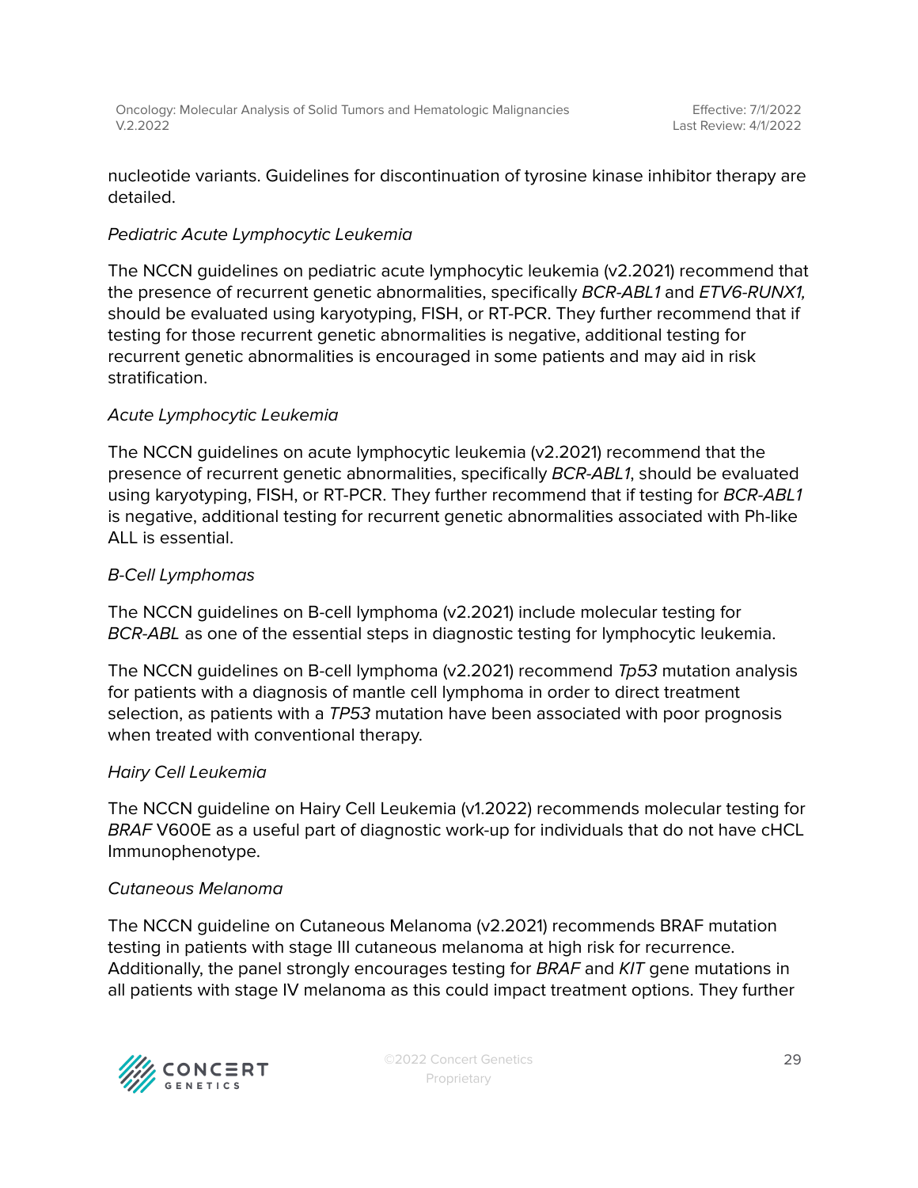nucleotide variants. Guidelines for discontinuation of tyrosine kinase inhibitor therapy are detailed.

*Pediatric Acute Lymphocytic Leukemia*

The NCCN guidelines on pediatric acute lymphocytic leukemia (v2.2021) recommend that the presence of recurrent genetic abnormalities, specifically *BCR-ABL1* and *ETV6-RUNX1,* should be evaluated using karyotyping, FISH, or RT-PCR. They further recommend that if testing for those recurrent genetic abnormalities is negative, additional testing for recurrent genetic abnormalities is encouraged in some patients and may aid in risk stratification.

*Acute Lymphocytic Leukemia*

The NCCN guidelines on acute lymphocytic leukemia (v2.2021) recommend that the presence of recurrent genetic abnormalities, specifically *BCR-ABL1*, should be evaluated using karyotyping, FISH, or RT-PCR. They further recommend that if testing for *BCR-ABL1* is negative, additional testing for recurrent genetic abnormalities associated with Ph-like ALL is essential.

*B-Cell Lymphomas*

The NCCN guidelines on B-cell lymphoma (v2.2021) include molecular testing for *BCR-ABL* as one of the essential steps in diagnostic testing for lymphocytic leukemia.

The NCCN guidelines on B-cell lymphoma (v2.2021) recommend *Tp53* mutation analysis for patients with a diagnosis of mantle cell lymphoma in order to direct treatment selection, as patients with a *TP53* mutation have been associated with poor prognosis when treated with conventional therapy.

*Hairy Cell Leukemia*

The NCCN guideline on Hairy Cell Leukemia (v1.2022) recommends molecular testing for *BRAF* V600E as a useful part of diagnostic work-up for individuals that do not have cHCL Immunophenotype.

*Cutaneous Melanoma*

The NCCN guideline on Cutaneous Melanoma (v2.2021) recommends BRAF mutation testing in patients with stage III cutaneous melanoma at high risk for recurrence. Additionally, the panel strongly encourages testing for *BRAF* and *KIT* gene mutations in all patients with stage IV melanoma as this could impact treatment options. They further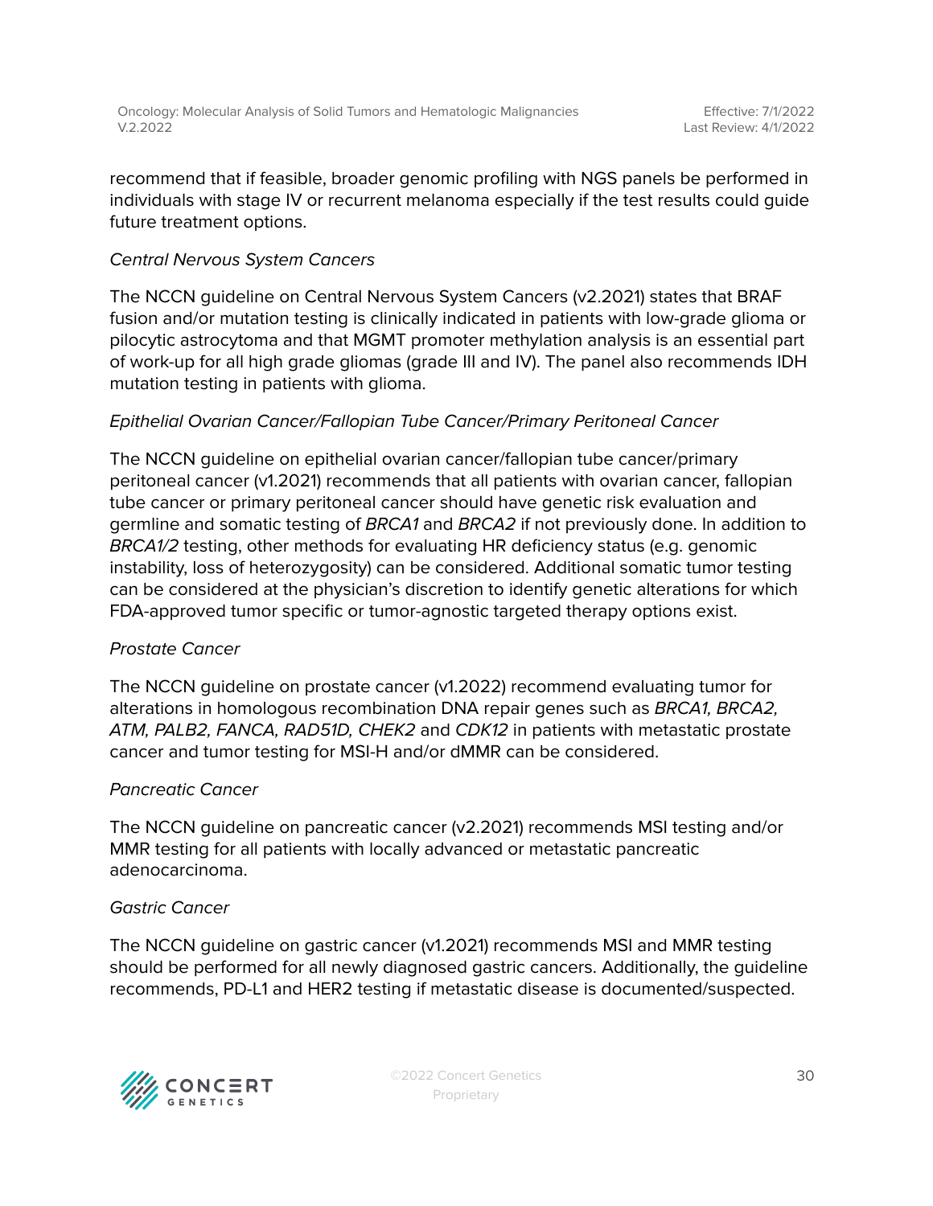recommend that if feasible, broader genomic profiling with NGS panels be performed in individuals with stage IV or recurrent melanoma especially if the test results could guide future treatment options.

*Central Nervous System Cancers*

The NCCN guideline on Central Nervous System Cancers (v2.2021) states that BRAF fusion and/or mutation testing is clinically indicated in patients with low-grade glioma or pilocytic astrocytoma and that MGMT promoter methylation analysis is an essential part of work-up for all high grade gliomas (grade III and IV). The panel also recommends IDH mutation testing in patients with glioma.

*Epithelial Ovarian Cancer/Fallopian Tube Cancer/Primary Peritoneal Cancer*

The NCCN guideline on epithelial ovarian cancer/fallopian tube cancer/primary peritoneal cancer (v1.2021) recommends that all patients with ovarian cancer, fallopian tube cancer or primary peritoneal cancer should have genetic risk evaluation and germline and somatic testing of *BRCA1* and *BRCA2* if not previously done. In addition to *BRCA1/2* testing, other methods for evaluating HR deficiency status (e.g. genomic instability, loss of heterozygosity) can be considered. Additional somatic tumor testing can be considered at the physician's discretion to identify genetic alterations for which FDA-approved tumor specific or tumor-agnostic targeted therapy options exist.

*Prostate Cancer*

The NCCN guideline on prostate cancer (v1.2022) recommend evaluating tumor for alterations in homologous recombination DNA repair genes such as *BRCA1, BRCA2, ATM, PALB2, FANCA, RAD51D, CHEK2* and *CDK12* in patients with metastatic prostate cancer and tumor testing for MSI-H and/or dMMR can be considered.

*Pancreatic Cancer*

The NCCN guideline on pancreatic cancer (v2.2021) recommends MSI testing and/or MMR testing for all patients with locally advanced or metastatic pancreatic adenocarcinoma.

*Gastric Cancer*

The NCCN guideline on gastric cancer (v1.2021) recommends MSI and MMR testing should be performed for all newly diagnosed gastric cancers. Additionally, the guideline recommends, PD-L1 and HER2 testing if metastatic disease is documented/suspected.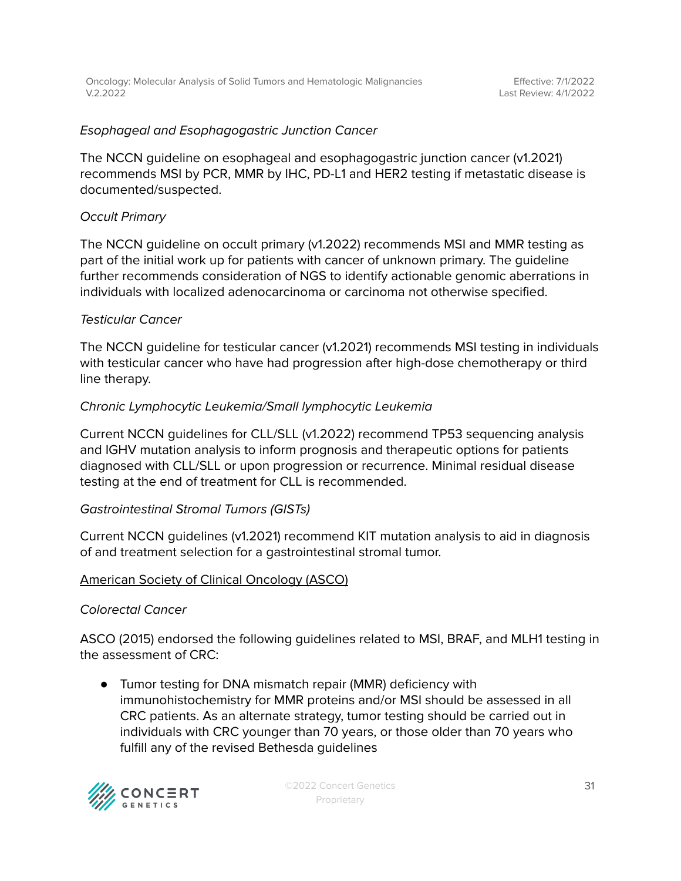*Esophageal and Esophagogastric Junction Cancer*

The NCCN guideline on esophageal and esophagogastric junction cancer (v1.2021) recommends MSI by PCR, MMR by IHC, PD-L1 and HER2 testing if metastatic disease is documented/suspected.

*Occult Primary*

The NCCN guideline on occult primary (v1.2022) recommends MSI and MMR testing as part of the initial work up for patients with cancer of unknown primary. The guideline further recommends consideration of NGS to identify actionable genomic aberrations in individuals with localized adenocarcinoma or carcinoma not otherwise specified.

*Testicular Cancer*

The NCCN guideline for testicular cancer (v1.2021) recommends MSI testing in individuals with testicular cancer who have had progression after high-dose chemotherapy or third line therapy.

*Chronic Lymphocytic Leukemia/Small lymphocytic Leukemia*

Current NCCN guidelines for CLL/SLL (v1.2022) recommend TP53 sequencing analysis and IGHV mutation analysis to inform prognosis and therapeutic options for patients diagnosed with CLL/SLL or upon progression or recurrence. Minimal residual disease testing at the end of treatment for CLL is recommended.

*Gastrointestinal Stromal Tumors (GISTs)*

Current NCCN guidelines (v1.2021) recommend KIT mutation analysis to aid in diagnosis of and treatment selection for a gastrointestinal stromal tumor.

<u>American Society of Clinical Oncology (ASCO)</u>

*Colorectal Cancer*

ASCO (2015) endorsed the following guidelines related to MSI, BRAF, and MLH1 testing in the assessment of CRC:

- Tumor testing for DNA mismatch repair (MMR) deficiency with immunohistochemistry for MMR proteins and/or MSI should be assessed in all CRC patients. As an alternate strategy, tumor testing should be carried out in individuals with CRC younger than 70 years, or those older than 70 years who fulfill any of the revised Bethesda guidelines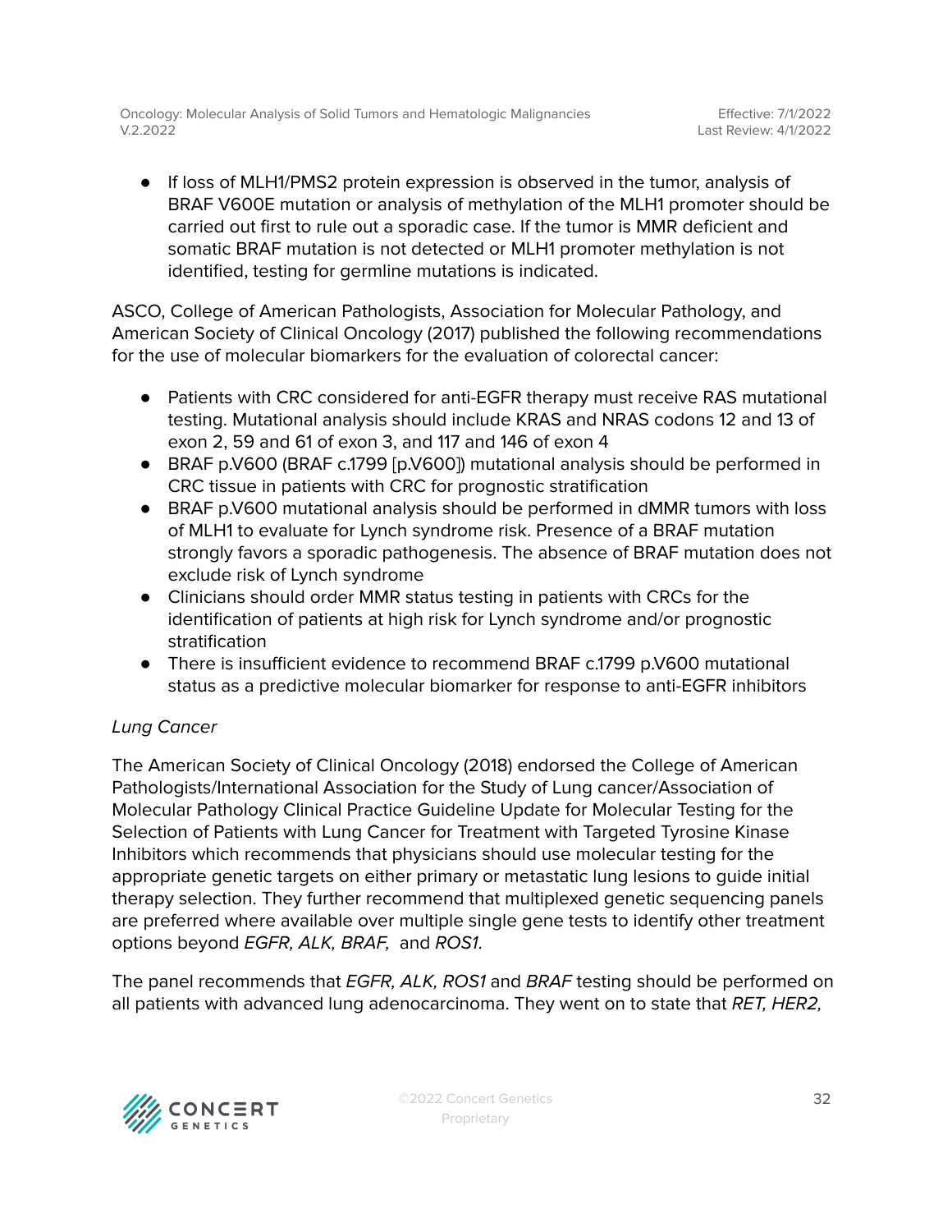- If loss of MLH1/PMS2 protein expression is observed in the tumor, analysis of BRAF V600E mutation or analysis of methylation of the MLH1 promoter should be carried out first to rule out a sporadic case. If the tumor is MMR deficient and somatic BRAF mutation is not detected or MLH1 promoter methylation is not identified, testing for germline mutations is indicated.

ASCO, College of American Pathologists, Association for Molecular Pathology, and American Society of Clinical Oncology (2017) published the following recommendations for the use of molecular biomarkers for the evaluation of colorectal cancer:

- Patients with CRC considered for anti-EGFR therapy must receive RAS mutational testing. Mutational analysis should include KRAS and NRAS codons 12 and 13 of exon 2, 59 and 61 of exon 3, and 117 and 146 of exon 4
- BRAF p.V600 (BRAF c.1799 [p.V600]) mutational analysis should be performed in CRC tissue in patients with CRC for prognostic stratification
- BRAF p.V600 mutational analysis should be performed in dMMR tumors with loss of MLH1 to evaluate for Lynch syndrome risk. Presence of a BRAF mutation strongly favors a sporadic pathogenesis. The absence of BRAF mutation does not exclude risk of Lynch syndrome
- Clinicians should order MMR status testing in patients with CRCs for the identification of patients at high risk for Lynch syndrome and/or prognostic stratification
- There is insufficient evidence to recommend BRAF c.1799 p.V600 mutational status as a predictive molecular biomarker for response to anti-EGFR inhibitors

*Lung Cancer*

The American Society of Clinical Oncology (2018) endorsed the College of American Pathologists/International Association for the Study of Lung cancer/Association of Molecular Pathology Clinical Practice Guideline Update for Molecular Testing for the Selection of Patients with Lung Cancer for Treatment with Targeted Tyrosine Kinase Inhibitors which recommends that physicians should use molecular testing for the appropriate genetic targets on either primary or metastatic lung lesions to guide initial therapy selection. They further recommend that multiplexed genetic sequencing panels are preferred where available over multiple single gene tests to identify other treatment options beyond *EGFR, ALK, BRAF,* and *ROS1*.

The panel recommends that *EGFR, ALK, ROS1* and *BRAF* testing should be performed on all patients with advanced lung adenocarcinoma. They went on to state that *RET, HER2,*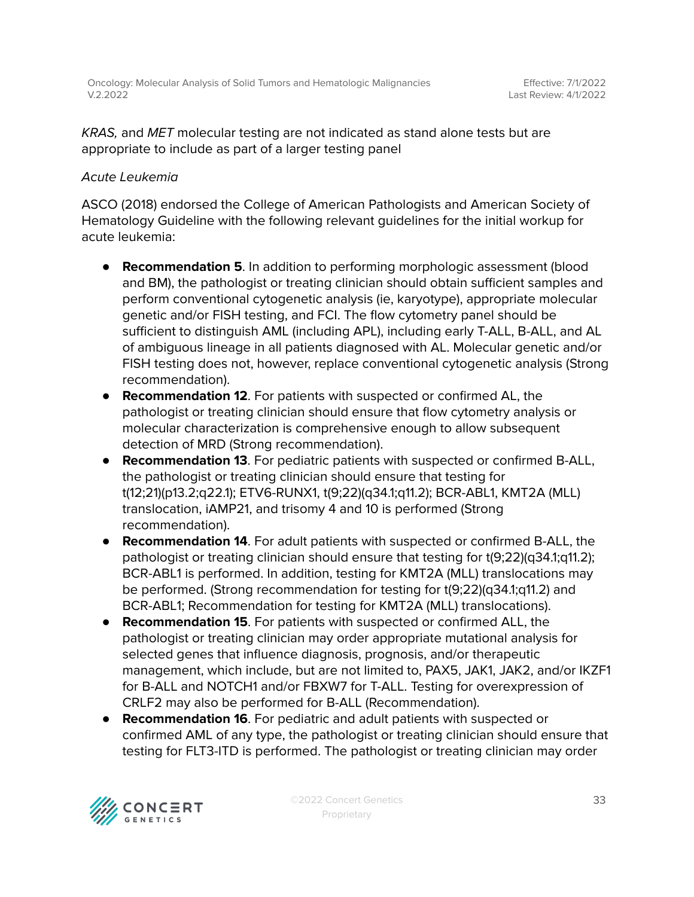*KRAS,* and *MET* molecular testing are not indicated as stand alone tests but are appropriate to include as part of a larger testing panel

*Acute Leukemia*

ASCO (2018) endorsed the College of American Pathologists and American Society of Hematology Guideline with the following relevant guidelines for the initial workup for acute leukemia:

- **Recommendation 5**. In addition to performing morphologic assessment (blood and BM), the pathologist or treating clinician should obtain sufficient samples and perform conventional cytogenetic analysis (ie, karyotype), appropriate molecular genetic and/or FISH testing, and FCI. The flow cytometry panel should be sufficient to distinguish AML (including APL), including early T-ALL, B-ALL, and AL of ambiguous lineage in all patients diagnosed with AL. Molecular genetic and/or FISH testing does not, however, replace conventional cytogenetic analysis (Strong recommendation).
- **Recommendation 12**. For patients with suspected or confirmed AL, the pathologist or treating clinician should ensure that flow cytometry analysis or molecular characterization is comprehensive enough to allow subsequent detection of MRD (Strong recommendation).
- **Recommendation 13**. For pediatric patients with suspected or confirmed B-ALL, the pathologist or treating clinician should ensure that testing for t(12;21)(p13.2;q22.1); ETV6-RUNX1, t(9;22)(q34.1;q11.2); BCR-ABL1, KMT2A (MLL) translocation, iAMP21, and trisomy 4 and 10 is performed (Strong recommendation).
- **Recommendation 14**. For adult patients with suspected or confirmed B-ALL, the pathologist or treating clinician should ensure that testing for t(9;22)(q34.1;q11.2); BCR-ABL1 is performed. In addition, testing for KMT2A (MLL) translocations may be performed. (Strong recommendation for testing for t(9;22)(q34.1;q11.2) and BCR-ABL1; Recommendation for testing for KMT2A (MLL) translocations).
- **Recommendation 15**. For patients with suspected or confirmed ALL, the pathologist or treating clinician may order appropriate mutational analysis for selected genes that influence diagnosis, prognosis, and/or therapeutic management, which include, but are not limited to, PAX5, JAK1, JAK2, and/or IKZF1 for B-ALL and NOTCH1 and/or FBXW7 for T-ALL. Testing for overexpression of CRLF2 may also be performed for B-ALL (Recommendation).
- **Recommendation 16**. For pediatric and adult patients with suspected or confirmed AML of any type, the pathologist or treating clinician should ensure that testing for FLT3-ITD is performed. The pathologist or treating clinician may order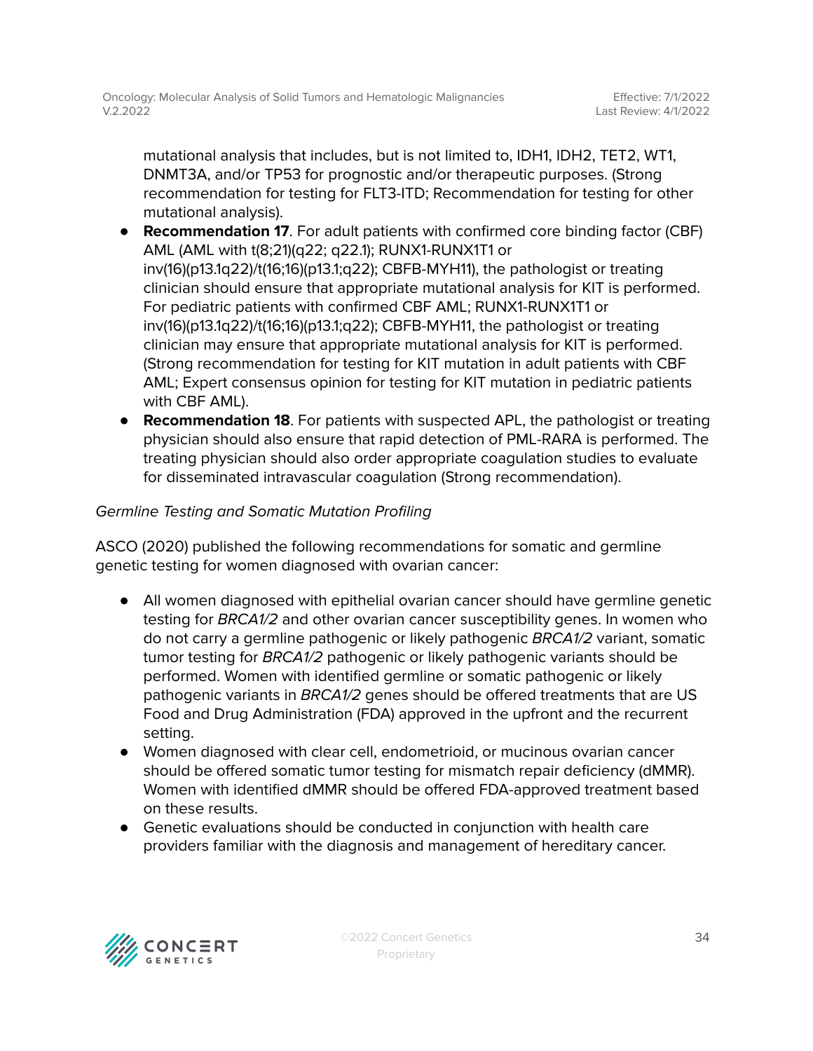mutational analysis that includes, but is not limited to, IDH1, IDH2, TET2, WT1, DNMT3A, and/or TP53 for prognostic and/or therapeutic purposes. (Strong recommendation for testing for FLT3-ITD; Recommendation for testing for other mutational analysis).

- **Recommendation 17**. For adult patients with confirmed core binding factor (CBF) AML (AML with t(8;21)(q22; q22.1); RUNX1-RUNX1T1 or inv(16)(p13.1q22)/t(16;16)(p13.1;q22); CBFB-MYH11), the pathologist or treating clinician should ensure that appropriate mutational analysis for KIT is performed. For pediatric patients with confirmed CBF AML; RUNX1-RUNX1T1 or inv(16)(p13.1q22)/t(16;16)(p13.1;q22); CBFB-MYH11, the pathologist or treating clinician may ensure that appropriate mutational analysis for KIT is performed. (Strong recommendation for testing for KIT mutation in adult patients with CBF AML; Expert consensus opinion for testing for KIT mutation in pediatric patients with CBF AML).
- **Recommendation 18**. For patients with suspected APL, the pathologist or treating physician should also ensure that rapid detection of PML-RARA is performed. The treating physician should also order appropriate coagulation studies to evaluate for disseminated intravascular coagulation (Strong recommendation).

*Germline Testing and Somatic Mutation Profiling*

ASCO (2020) published the following recommendations for somatic and germline genetic testing for women diagnosed with ovarian cancer:

- All women diagnosed with epithelial ovarian cancer should have germline genetic testing for *BRCA1/2* and other ovarian cancer susceptibility genes. In women who do not carry a germline pathogenic or likely pathogenic *BRCA1/2* variant, somatic tumor testing for *BRCA1/2* pathogenic or likely pathogenic variants should be performed. Women with identified germline or somatic pathogenic or likely pathogenic variants in *BRCA1/2* genes should be offered treatments that are US Food and Drug Administration (FDA) approved in the upfront and the recurrent setting.
- Women diagnosed with clear cell, endometrioid, or mucinous ovarian cancer should be offered somatic tumor testing for mismatch repair deficiency (dMMR). Women with identified dMMR should be offered FDA-approved treatment based on these results.
- Genetic evaluations should be conducted in conjunction with health care providers familiar with the diagnosis and management of hereditary cancer.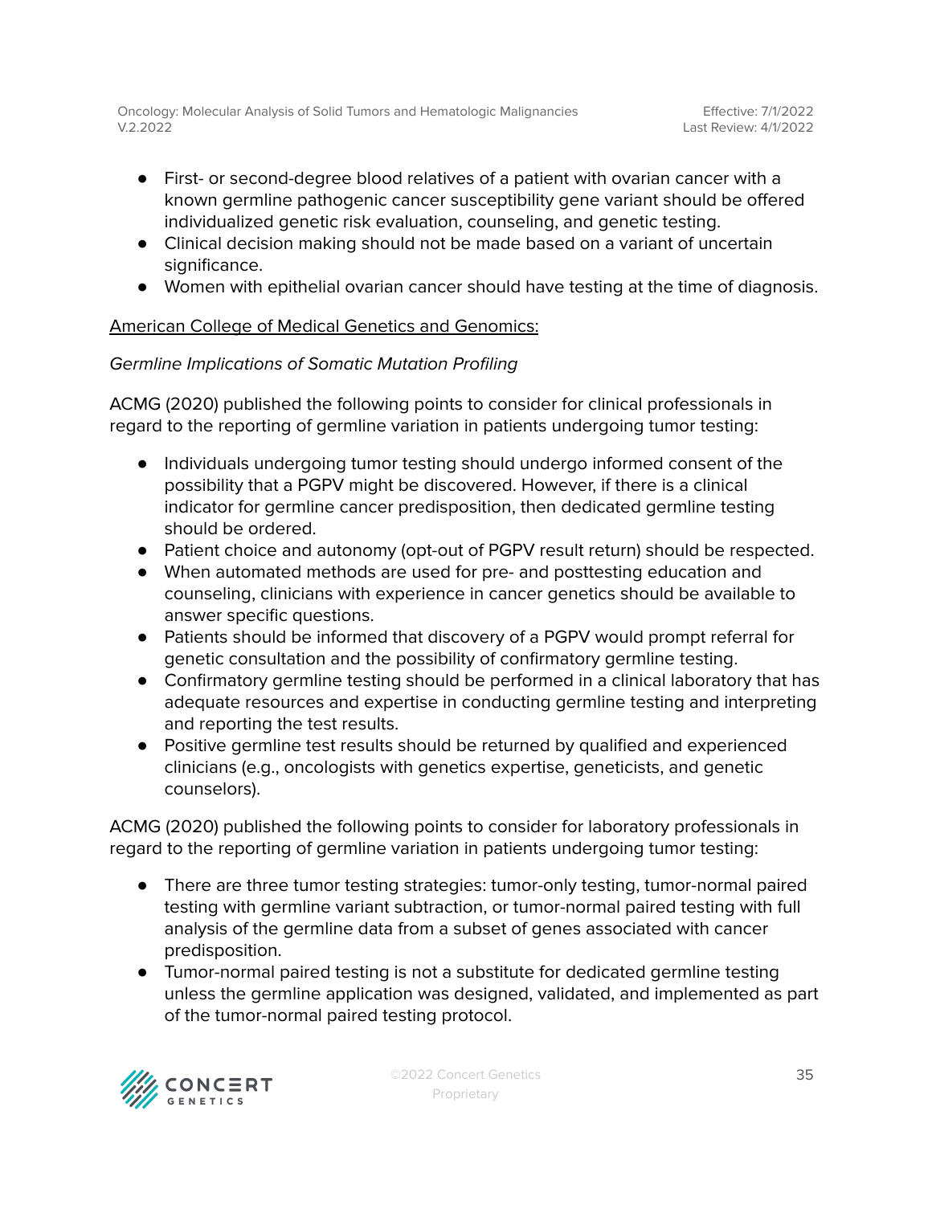- First- or second-degree blood relatives of a patient with ovarian cancer with a known germline pathogenic cancer susceptibility gene variant should be offered individualized genetic risk evaluation, counseling, and genetic testing.
- Clinical decision making should not be made based on a variant of uncertain significance.
- Women with epithelial ovarian cancer should have testing at the time of diagnosis.

American College of Medical Genetics and Genomics:

*Germline Implications of Somatic Mutation Profiling*

ACMG (2020) published the following points to consider for clinical professionals in regard to the reporting of germline variation in patients undergoing tumor testing:

- Individuals undergoing tumor testing should undergo informed consent of the possibility that a PGPV might be discovered. However, if there is a clinical indicator for germline cancer predisposition, then dedicated germline testing should be ordered.
- Patient choice and autonomy (opt-out of PGPV result return) should be respected.
- When automated methods are used for pre- and posttesting education and counseling, clinicians with experience in cancer genetics should be available to answer specific questions.
- Patients should be informed that discovery of a PGPV would prompt referral for genetic consultation and the possibility of confirmatory germline testing.
- Confirmatory germline testing should be performed in a clinical laboratory that has adequate resources and expertise in conducting germline testing and interpreting and reporting the test results.
- Positive germline test results should be returned by qualified and experienced clinicians (e.g., oncologists with genetics expertise, geneticists, and genetic counselors).

ACMG (2020) published the following points to consider for laboratory professionals in regard to the reporting of germline variation in patients undergoing tumor testing:

- There are three tumor testing strategies: tumor-only testing, tumor-normal paired testing with germline variant subtraction, or tumor-normal paired testing with full analysis of the germline data from a subset of genes associated with cancer predisposition.
- Tumor-normal paired testing is not a substitute for dedicated germline testing unless the germline application was designed, validated, and implemented as part of the tumor-normal paired testing protocol.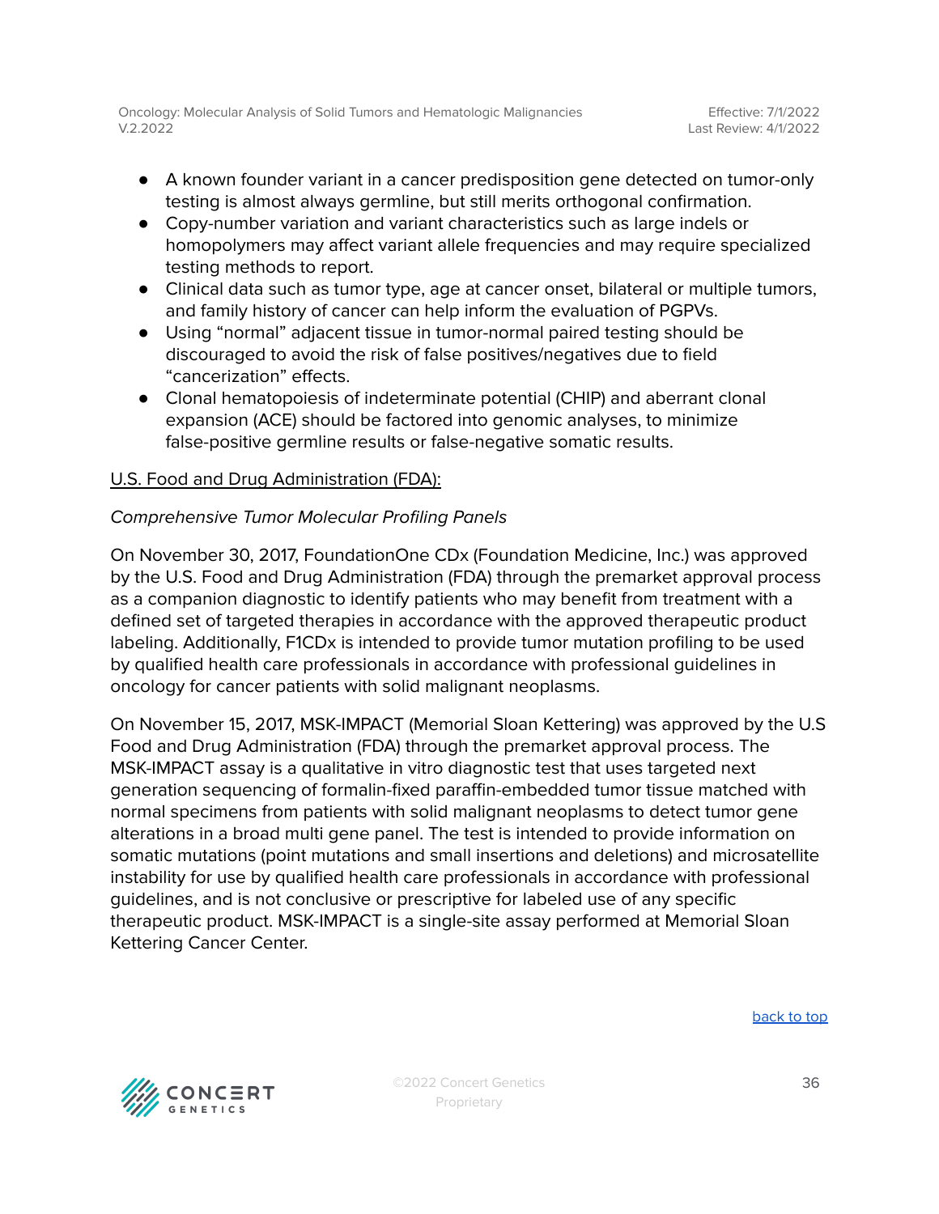- A known founder variant in a cancer predisposition gene detected on tumor-only testing is almost always germline, but still merits orthogonal confirmation.
- Copy-number variation and variant characteristics such as large indels or homopolymers may affect variant allele frequencies and may require specialized testing methods to report.
- Clinical data such as tumor type, age at cancer onset, bilateral or multiple tumors, and family history of cancer can help inform the evaluation of PGPVs.
- Using "normal" adjacent tissue in tumor-normal paired testing should be discouraged to avoid the risk of false positives/negatives due to field "cancerization" effects.
- Clonal hematopoiesis of indeterminate potential (CHIP) and aberrant clonal expansion (ACE) should be factored into genomic analyses, to minimize false-positive germline results or false-negative somatic results.

U.S. Food and Drug Administration (FDA):

*Comprehensive Tumor Molecular Profiling Panels*

On November 30, 2017, FoundationOne CDx (Foundation Medicine, Inc.) was approved by the U.S. Food and Drug Administration (FDA) through the premarket approval process as a companion diagnostic to identify patients who may benefit from treatment with a defined set of targeted therapies in accordance with the approved therapeutic product labeling. Additionally, F1CDx is intended to provide tumor mutation profiling to be used by qualified health care professionals in accordance with professional guidelines in oncology for cancer patients with solid malignant neoplasms.

On November 15, 2017, MSK-IMPACT (Memorial Sloan Kettering) was approved by the U.S Food and Drug Administration (FDA) through the premarket approval process. The MSK-IMPACT assay is a qualitative in vitro diagnostic test that uses targeted next generation sequencing of formalin-fixed paraffin-embedded tumor tissue matched with normal specimens from patients with solid malignant neoplasms to detect tumor gene alterations in a broad multi gene panel. The test is intended to provide information on somatic mutations (point mutations and small insertions and deletions) and microsatellite instability for use by qualified health care professionals in accordance with professional guidelines, and is not conclusive or prescriptive for labeled use of any specific therapeutic product. MSK-IMPACT is a single-site assay performed at Memorial Sloan Kettering Cancer Center.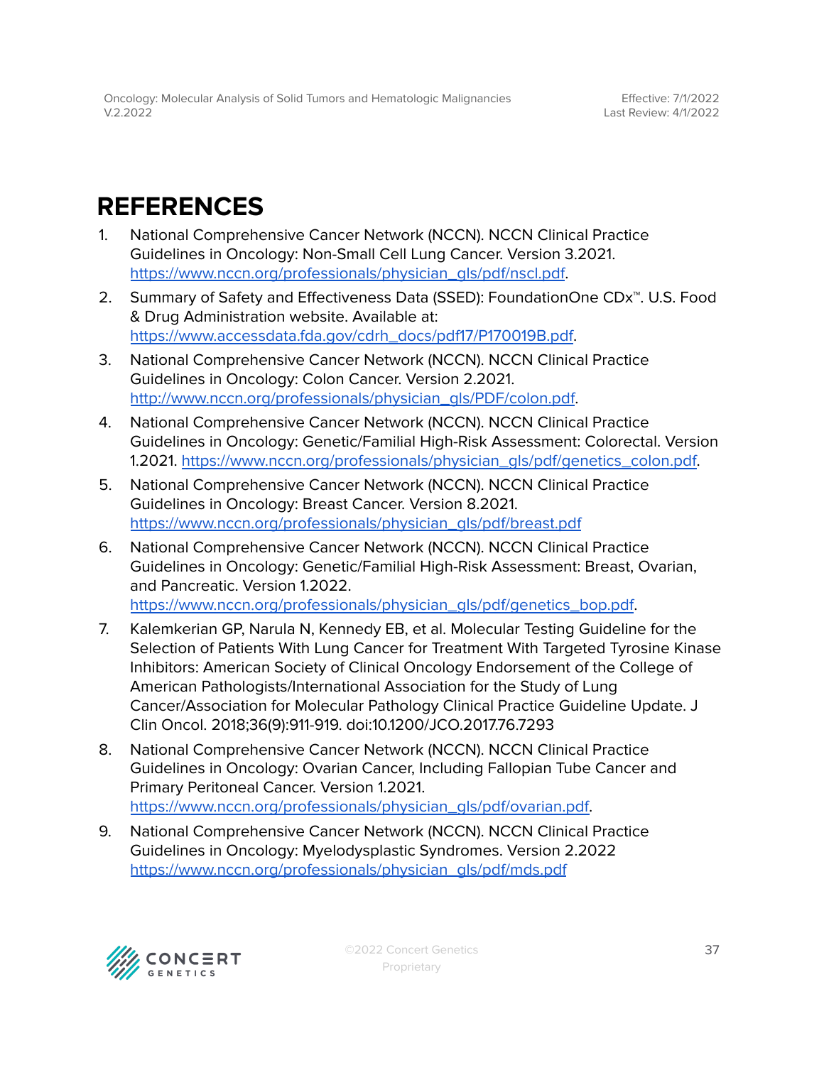# REFERENCES

1. National Comprehensive Cancer Network (NCCN). NCCN Clinical Practice Guidelines in Oncology: Non-Small Cell Lung Cancer. Version 3.2021. https://www.nccn.org/professionals/physician_gls/pdf/nscl.pdf.
2. Summary of Safety and Effectiveness Data (SSED): FoundationOne CDx™. U.S. Food & Drug Administration website. Available at: https://www.accessdata.fda.gov/cdrh_docs/pdf17/P170019B.pdf.
3. National Comprehensive Cancer Network (NCCN). NCCN Clinical Practice Guidelines in Oncology: Colon Cancer. Version 2.2021. http://www.nccn.org/professionals/physician_gls/PDF/colon.pdf.
4. National Comprehensive Cancer Network (NCCN). NCCN Clinical Practice Guidelines in Oncology: Genetic/Familial High-Risk Assessment: Colorectal. Version 1.2021. https://www.nccn.org/professionals/physician_gls/pdf/genetics_colon.pdf.
5. National Comprehensive Cancer Network (NCCN). NCCN Clinical Practice Guidelines in Oncology: Breast Cancer. Version 8.2021. https://www.nccn.org/professionals/physician_gls/pdf/breast.pdf
6. National Comprehensive Cancer Network (NCCN). NCCN Clinical Practice Guidelines in Oncology: Genetic/Familial High-Risk Assessment: Breast, Ovarian, and Pancreatic. Version 1.2022. https://www.nccn.org/professionals/physician_gls/pdf/genetics_bop.pdf.
7. Kalemkerian GP, Narula N, Kennedy EB, et al. Molecular Testing Guideline for the Selection of Patients With Lung Cancer for Treatment With Targeted Tyrosine Kinase Inhibitors: American Society of Clinical Oncology Endorsement of the College of American Pathologists/International Association for the Study of Lung Cancer/Association for Molecular Pathology Clinical Practice Guideline Update. J Clin Oncol. 2018;36(9):911-919. doi:10.1200/JCO.2017.76.7293
8. National Comprehensive Cancer Network (NCCN). NCCN Clinical Practice Guidelines in Oncology: Ovarian Cancer, Including Fallopian Tube Cancer and Primary Peritoneal Cancer. Version 1.2021. https://www.nccn.org/professionals/physician_gls/pdf/ovarian.pdf.
9. National Comprehensive Cancer Network (NCCN). NCCN Clinical Practice Guidelines in Oncology: Myelodysplastic Syndromes. Version 2.2022 https://www.nccn.org/professionals/physician_gls/pdf/mds.pdf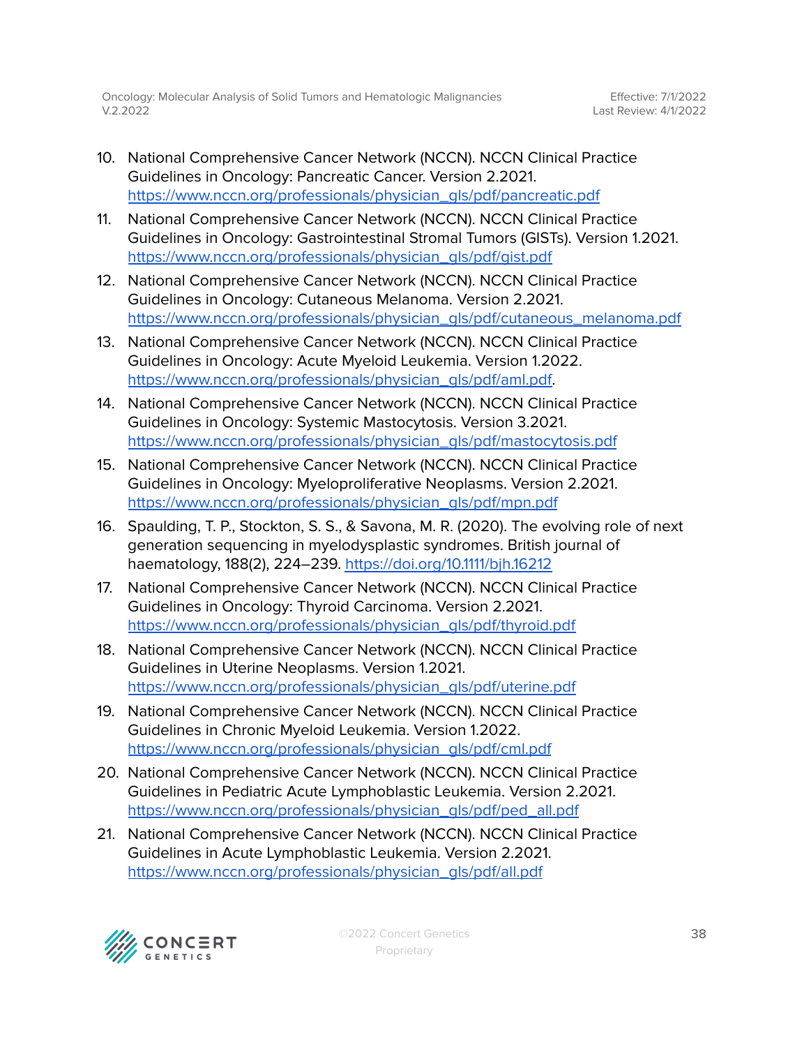10. National Comprehensive Cancer Network (NCCN). NCCN Clinical Practice Guidelines in Oncology: Pancreatic Cancer. Version 2.2021. https://www.nccn.org/professionals/physician_gls/pdf/pancreatic.pdf
11. National Comprehensive Cancer Network (NCCN). NCCN Clinical Practice Guidelines in Oncology: Gastrointestinal Stromal Tumors (GISTs). Version 1.2021. https://www.nccn.org/professionals/physician_gls/pdf/gist.pdf
12. National Comprehensive Cancer Network (NCCN). NCCN Clinical Practice Guidelines in Oncology: Cutaneous Melanoma. Version 2.2021. https://www.nccn.org/professionals/physician_gls/pdf/cutaneous_melanoma.pdf
13. National Comprehensive Cancer Network (NCCN). NCCN Clinical Practice Guidelines in Oncology: Acute Myeloid Leukemia. Version 1.2022. https://www.nccn.org/professionals/physician_gls/pdf/aml.pdf.
14. National Comprehensive Cancer Network (NCCN). NCCN Clinical Practice Guidelines in Oncology: Systemic Mastocytosis. Version 3.2021. https://www.nccn.org/professionals/physician_gls/pdf/mastocytosis.pdf
15. National Comprehensive Cancer Network (NCCN). NCCN Clinical Practice Guidelines in Oncology: Myeloproliferative Neoplasms. Version 2.2021. https://www.nccn.org/professionals/physician_gls/pdf/mpn.pdf
16. Spaulding, T. P., Stockton, S. S., & Savona, M. R. (2020). The evolving role of next generation sequencing in myelodysplastic syndromes. British journal of haematology, 188(2), 224–239. https://doi.org/10.1111/bjh.16212
17. National Comprehensive Cancer Network (NCCN). NCCN Clinical Practice Guidelines in Oncology: Thyroid Carcinoma. Version 2.2021. https://www.nccn.org/professionals/physician_gls/pdf/thyroid.pdf
18. National Comprehensive Cancer Network (NCCN). NCCN Clinical Practice Guidelines in Uterine Neoplasms. Version 1.2021. https://www.nccn.org/professionals/physician_gls/pdf/uterine.pdf
19. National Comprehensive Cancer Network (NCCN). NCCN Clinical Practice Guidelines in Chronic Myeloid Leukemia. Version 1.2022. https://www.nccn.org/professionals/physician_gls/pdf/cml.pdf
20. National Comprehensive Cancer Network (NCCN). NCCN Clinical Practice Guidelines in Pediatric Acute Lymphoblastic Leukemia. Version 2.2021. https://www.nccn.org/professionals/physician_gls/pdf/ped_all.pdf
21. National Comprehensive Cancer Network (NCCN). NCCN Clinical Practice Guidelines in Acute Lymphoblastic Leukemia. Version 2.2021. https://www.nccn.org/professionals/physician_gls/pdf/all.pdf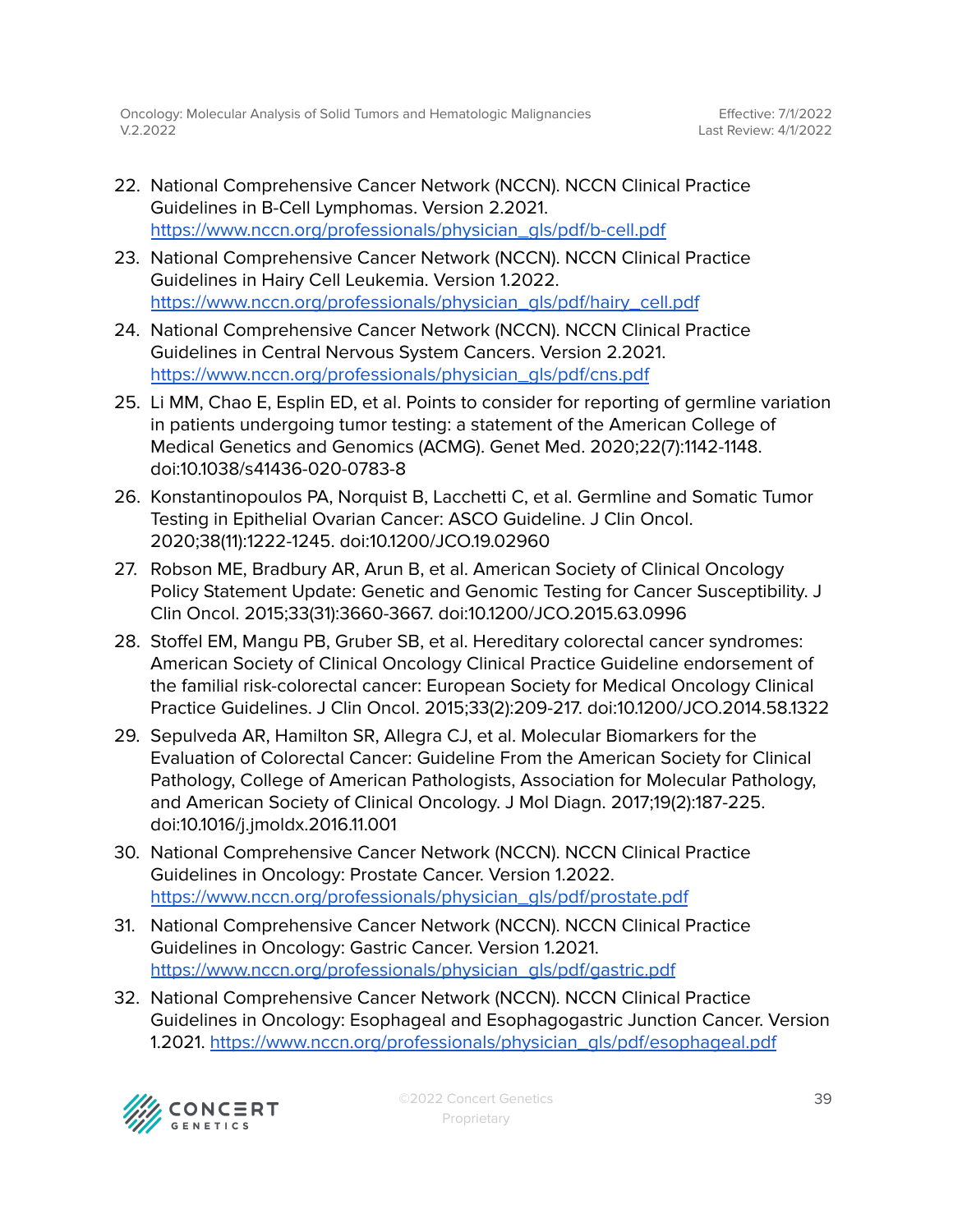22. National Comprehensive Cancer Network (NCCN). NCCN Clinical Practice Guidelines in B-Cell Lymphomas. Version 2.2021. https://www.nccn.org/professionals/physician_gls/pdf/b-cell.pdf
23. National Comprehensive Cancer Network (NCCN). NCCN Clinical Practice Guidelines in Hairy Cell Leukemia. Version 1.2022. https://www.nccn.org/professionals/physician_gls/pdf/hairy_cell.pdf
24. National Comprehensive Cancer Network (NCCN). NCCN Clinical Practice Guidelines in Central Nervous System Cancers. Version 2.2021. https://www.nccn.org/professionals/physician_gls/pdf/cns.pdf
25. Li MM, Chao E, Esplin ED, et al. Points to consider for reporting of germline variation in patients undergoing tumor testing: a statement of the American College of Medical Genetics and Genomics (ACMG). Genet Med. 2020;22(7):1142-1148. doi:10.1038/s41436-020-0783-8
26. Konstantinopoulos PA, Norquist B, Lacchetti C, et al. Germline and Somatic Tumor Testing in Epithelial Ovarian Cancer: ASCO Guideline. J Clin Oncol. 2020;38(11):1222-1245. doi:10.1200/JCO.19.02960
27. Robson ME, Bradbury AR, Arun B, et al. American Society of Clinical Oncology Policy Statement Update: Genetic and Genomic Testing for Cancer Susceptibility. J Clin Oncol. 2015;33(31):3660-3667. doi:10.1200/JCO.2015.63.0996
28. Stoffel EM, Mangu PB, Gruber SB, et al. Hereditary colorectal cancer syndromes: American Society of Clinical Oncology Clinical Practice Guideline endorsement of the familial risk-colorectal cancer: European Society for Medical Oncology Clinical Practice Guidelines. J Clin Oncol. 2015;33(2):209-217. doi:10.1200/JCO.2014.58.1322
29. Sepulveda AR, Hamilton SR, Allegra CJ, et al. Molecular Biomarkers for the Evaluation of Colorectal Cancer: Guideline From the American Society for Clinical Pathology, College of American Pathologists, Association for Molecular Pathology, and American Society of Clinical Oncology. J Mol Diagn. 2017;19(2):187-225. doi:10.1016/j.jmoldx.2016.11.001
30. National Comprehensive Cancer Network (NCCN). NCCN Clinical Practice Guidelines in Oncology: Prostate Cancer. Version 1.2022. https://www.nccn.org/professionals/physician_gls/pdf/prostate.pdf
31. National Comprehensive Cancer Network (NCCN). NCCN Clinical Practice Guidelines in Oncology: Gastric Cancer. Version 1.2021. https://www.nccn.org/professionals/physician_gls/pdf/gastric.pdf
32. National Comprehensive Cancer Network (NCCN). NCCN Clinical Practice Guidelines in Oncology: Esophageal and Esophagogastric Junction Cancer. Version 1.2021. https://www.nccn.org/professionals/physician_gls/pdf/esophageal.pdf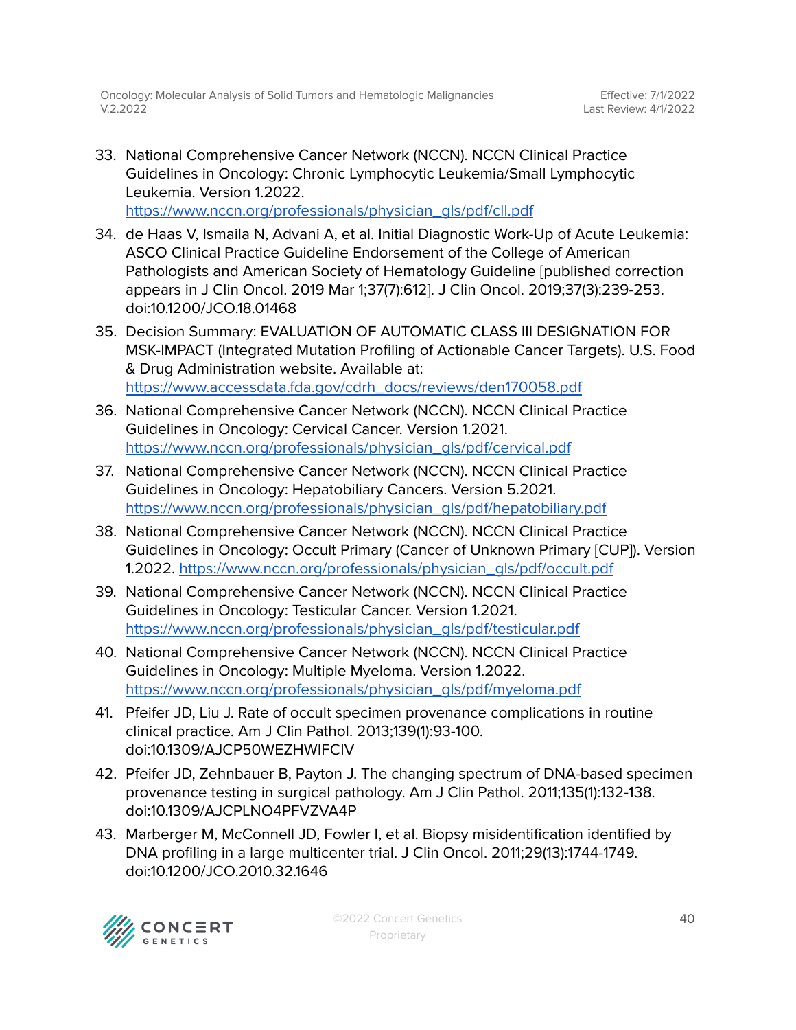33. National Comprehensive Cancer Network (NCCN). NCCN Clinical Practice Guidelines in Oncology: Chronic Lymphocytic Leukemia/Small Lymphocytic Leukemia. Version 1.2022. https://www.nccn.org/professionals/physician_gls/pdf/cll.pdf
34. de Haas V, Ismaila N, Advani A, et al. Initial Diagnostic Work-Up of Acute Leukemia: ASCO Clinical Practice Guideline Endorsement of the College of American Pathologists and American Society of Hematology Guideline [published correction appears in J Clin Oncol. 2019 Mar 1;37(7):612]. J Clin Oncol. 2019;37(3):239-253. doi:10.1200/JCO.18.01468
35. Decision Summary: EVALUATION OF AUTOMATIC CLASS III DESIGNATION FOR MSK-IMPACT (Integrated Mutation Profiling of Actionable Cancer Targets). U.S. Food & Drug Administration website. Available at: https://www.accessdata.fda.gov/cdrh_docs/reviews/den170058.pdf
36. National Comprehensive Cancer Network (NCCN). NCCN Clinical Practice Guidelines in Oncology: Cervical Cancer. Version 1.2021. https://www.nccn.org/professionals/physician_gls/pdf/cervical.pdf
37. National Comprehensive Cancer Network (NCCN). NCCN Clinical Practice Guidelines in Oncology: Hepatobiliary Cancers. Version 5.2021. https://www.nccn.org/professionals/physician_gls/pdf/hepatobiliary.pdf
38. National Comprehensive Cancer Network (NCCN). NCCN Clinical Practice Guidelines in Oncology: Occult Primary (Cancer of Unknown Primary [CUP]). Version 1.2022. https://www.nccn.org/professionals/physician_gls/pdf/occult.pdf
39. National Comprehensive Cancer Network (NCCN). NCCN Clinical Practice Guidelines in Oncology: Testicular Cancer. Version 1.2021. https://www.nccn.org/professionals/physician_gls/pdf/testicular.pdf
40. National Comprehensive Cancer Network (NCCN). NCCN Clinical Practice Guidelines in Oncology: Multiple Myeloma. Version 1.2022. https://www.nccn.org/professionals/physician_gls/pdf/myeloma.pdf
41. Pfeifer JD, Liu J. Rate of occult specimen provenance complications in routine clinical practice. Am J Clin Pathol. 2013;139(1):93-100. doi:10.1309/AJCP50WEZHWIFCIV
42. Pfeifer JD, Zehnbauer B, Payton J. The changing spectrum of DNA-based specimen provenance testing in surgical pathology. Am J Clin Pathol. 2011;135(1):132-138. doi:10.1309/AJCPLNO4PFVZVA4P
43. Marberger M, McConnell JD, Fowler I, et al. Biopsy misidentification identified by DNA profiling in a large multicenter trial. J Clin Oncol. 2011;29(13):1744-1749. doi:10.1200/JCO.2010.32.1646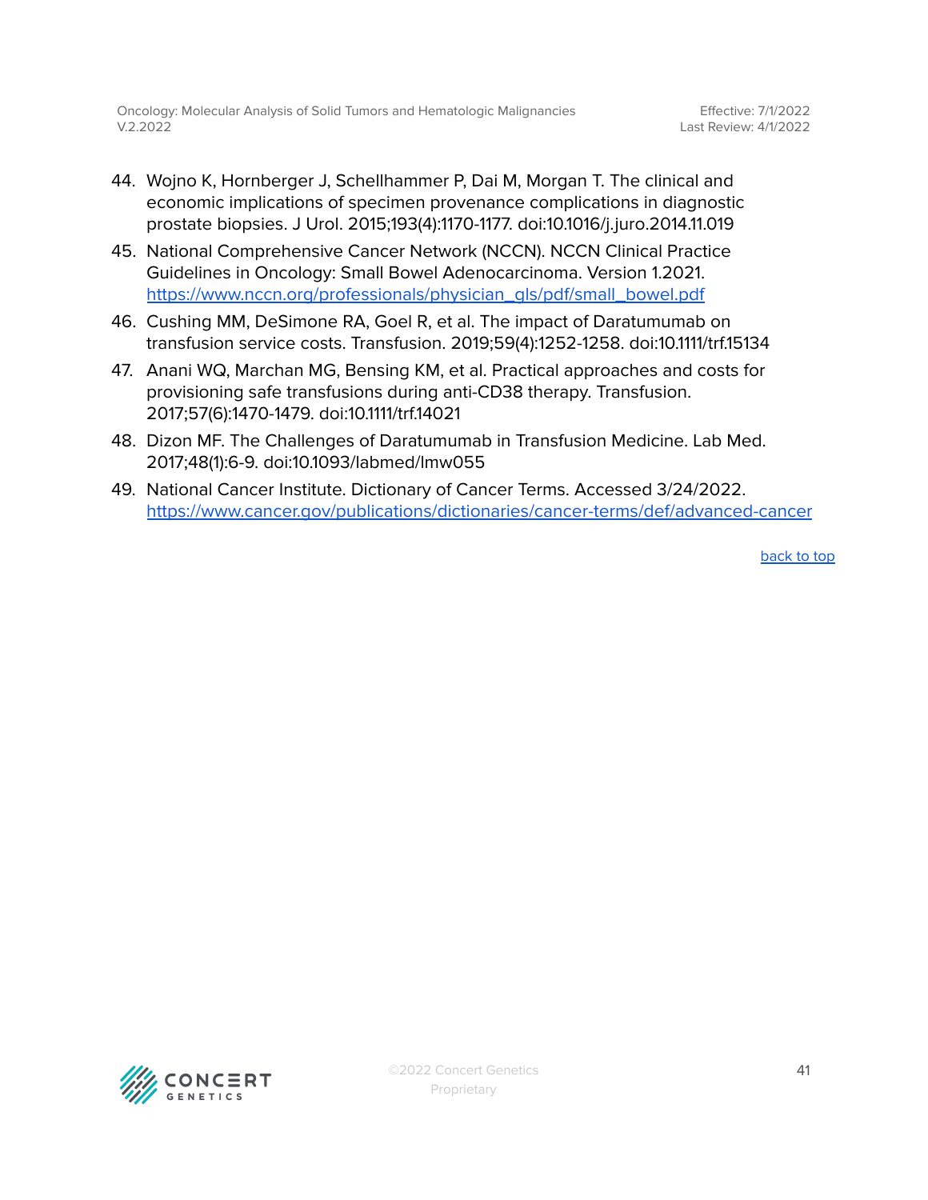44. Wojno K, Hornberger J, Schellhammer P, Dai M, Morgan T. The clinical and economic implications of specimen provenance complications in diagnostic prostate biopsies. J Urol. 2015;193(4):1170-1177. doi:10.1016/j.juro.2014.11.019
45. National Comprehensive Cancer Network (NCCN). NCCN Clinical Practice Guidelines in Oncology: Small Bowel Adenocarcinoma. Version 1.2021. https://www.nccn.org/professionals/physician_gls/pdf/small_bowel.pdf
46. Cushing MM, DeSimone RA, Goel R, et al. The impact of Daratumumab on transfusion service costs. Transfusion. 2019;59(4):1252-1258. doi:10.1111/trf.15134
47. Anani WQ, Marchan MG, Bensing KM, et al. Practical approaches and costs for provisioning safe transfusions during anti-CD38 therapy. Transfusion. 2017;57(6):1470-1479. doi:10.1111/trf.14021
48. Dizon MF. The Challenges of Daratumumab in Transfusion Medicine. Lab Med. 2017;48(1):6-9. doi:10.1093/labmed/lmw055
49. National Cancer Institute. Dictionary of Cancer Terms. Accessed 3/24/2022. https://www.cancer.gov/publications/dictionaries/cancer-terms/def/advanced-cancer

back to top